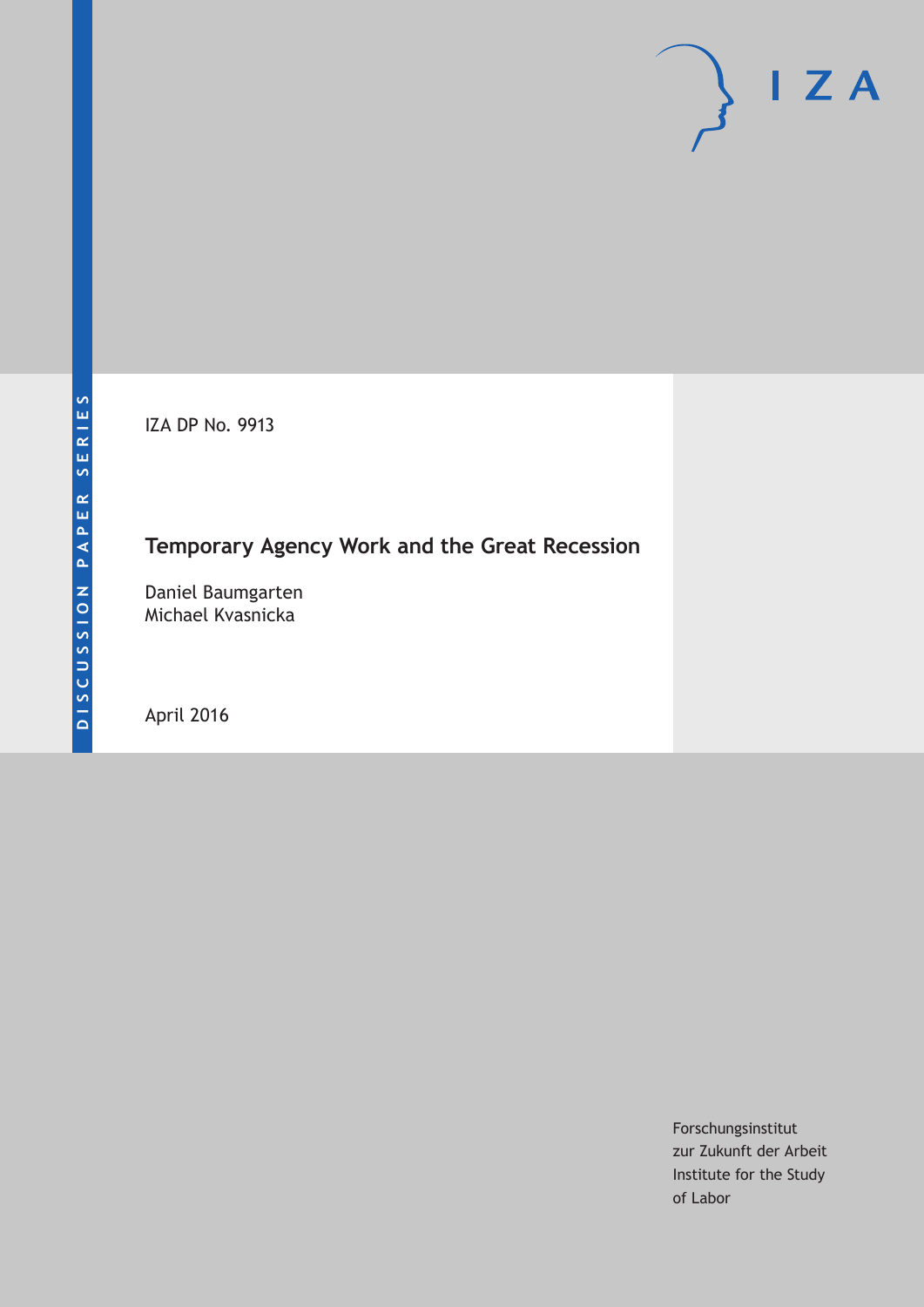IZA DP No. 9913

# Temporary Agency Work and the Great Recession

Daniel Baumgarten
Michael Kvasnicka

April 2016

Forschungsinstitut
zur Zukunft der Arbeit
Institute for the Study
of Labor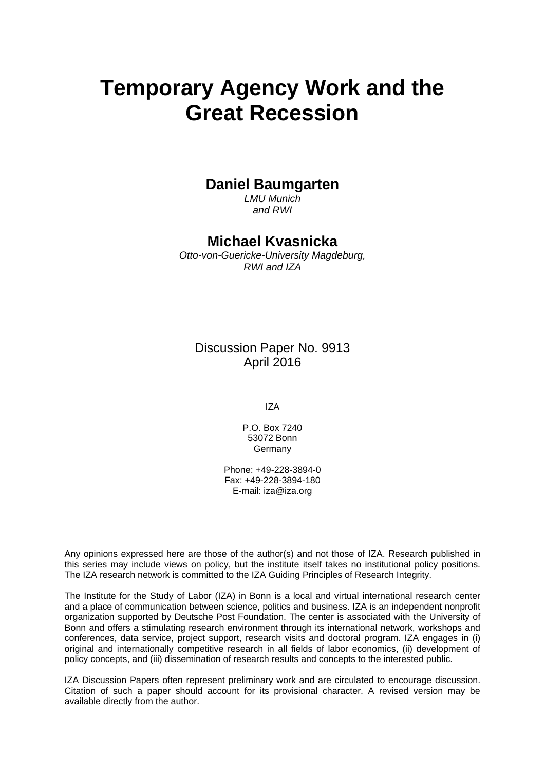# Temporary Agency Work and the Great Recession

**Daniel Baumgarten**

*LMU Munich and RWI*

**Michael Kvasnicka**

*Otto-von-Guericke-University Magdeburg, RWI and IZA*

Discussion Paper No. 9913
April 2016

IZA

P.O. Box 7240
53072 Bonn
Germany

Phone: +49-228-3894-0
Fax: +49-228-3894-180
E-mail: iza@iza.org

Any opinions expressed here are those of the author(s) and not those of IZA. Research published in this series may include views on policy, but the institute itself takes no institutional policy positions. The IZA research network is committed to the IZA Guiding Principles of Research Integrity.

The Institute for the Study of Labor (IZA) in Bonn is a local and virtual international research center and a place of communication between science, politics and business. IZA is an independent nonprofit organization supported by Deutsche Post Foundation. The center is associated with the University of Bonn and offers a stimulating research environment through its international network, workshops and conferences, data service, project support, research visits and doctoral program. IZA engages in (i) original and internationally competitive research in all fields of labor economics, (ii) development of policy concepts, and (iii) dissemination of research results and concepts to the interested public.

IZA Discussion Papers often represent preliminary work and are circulated to encourage discussion. Citation of such a paper should account for its provisional character. A revised version may be available directly from the author.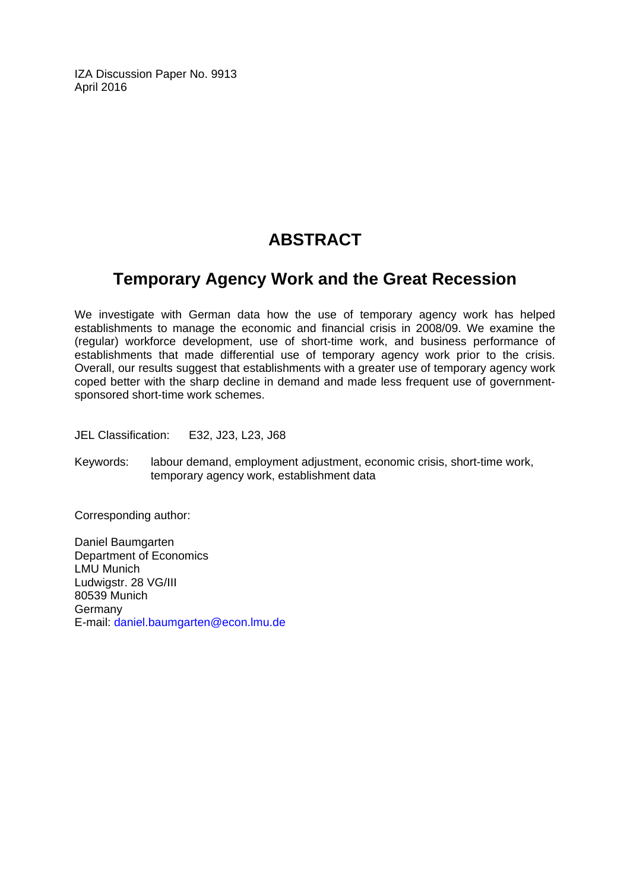IZA Discussion Paper No. 9913
April 2016

# ABSTRACT

## Temporary Agency Work and the Great Recession

We investigate with German data how the use of temporary agency work has helped establishments to manage the economic and financial crisis in 2008/09. We examine the (regular) workforce development, use of short-time work, and business performance of establishments that made differential use of temporary agency work prior to the crisis. Overall, our results suggest that establishments with a greater use of temporary agency work coped better with the sharp decline in demand and made less frequent use of government-sponsored short-time work schemes.

JEL Classification: E32, J23, L23, J68

Keywords: labour demand, employment adjustment, economic crisis, short-time work, temporary agency work, establishment data

Corresponding author:

Daniel Baumgarten
Department of Economics
LMU Munich
Ludwigstr. 28 VG/III
80539 Munich
Germany
E-mail: daniel.baumgarten@econ.lmu.de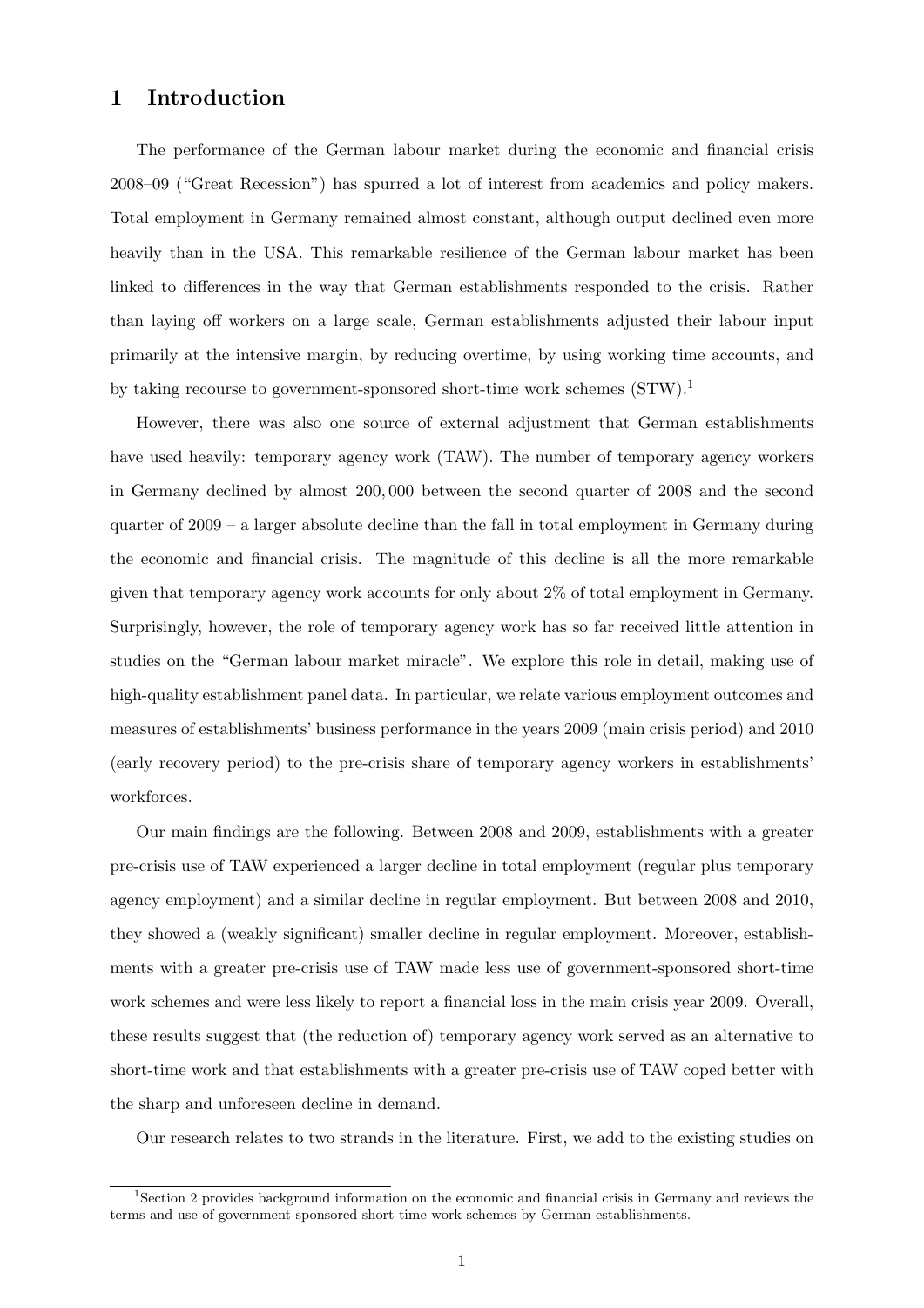# 1 Introduction

The performance of the German labour market during the economic and financial crisis 2008–09 ("Great Recession") has spurred a lot of interest from academics and policy makers. Total employment in Germany remained almost constant, although output declined even more heavily than in the USA. This remarkable resilience of the German labour market has been linked to differences in the way that German establishments responded to the crisis. Rather than laying off workers on a large scale, German establishments adjusted their labour input primarily at the intensive margin, by reducing overtime, by using working time accounts, and by taking recourse to government-sponsored short-time work schemes (STW).[1]

However, there was also one source of external adjustment that German establishments have used heavily: temporary agency work (TAW). The number of temporary agency workers in Germany declined by almost 200,000 between the second quarter of 2008 and the second quarter of 2009 – a larger absolute decline than the fall in total employment in Germany during the economic and financial crisis. The magnitude of this decline is all the more remarkable given that temporary agency work accounts for only about 2% of total employment in Germany. Surprisingly, however, the role of temporary agency work has so far received little attention in studies on the "German labour market miracle". We explore this role in detail, making use of high-quality establishment panel data. In particular, we relate various employment outcomes and measures of establishments' business performance in the years 2009 (main crisis period) and 2010 (early recovery period) to the pre-crisis share of temporary agency workers in establishments' workforces.

Our main findings are the following. Between 2008 and 2009, establishments with a greater pre-crisis use of TAW experienced a larger decline in total employment (regular plus temporary agency employment) and a similar decline in regular employment. But between 2008 and 2010, they showed a (weakly significant) smaller decline in regular employment. Moreover, establishments with a greater pre-crisis use of TAW made less use of government-sponsored short-time work schemes and were less likely to report a financial loss in the main crisis year 2009. Overall, these results suggest that (the reduction of) temporary agency work served as an alternative to short-time work and that establishments with a greater pre-crisis use of TAW coped better with the sharp and unforeseen decline in demand.

Our research relates to two strands in the literature. First, we add to the existing studies on

[1] Section 2 provides background information on the economic and financial crisis in Germany and reviews the terms and use of government-sponsored short-time work schemes by German establishments.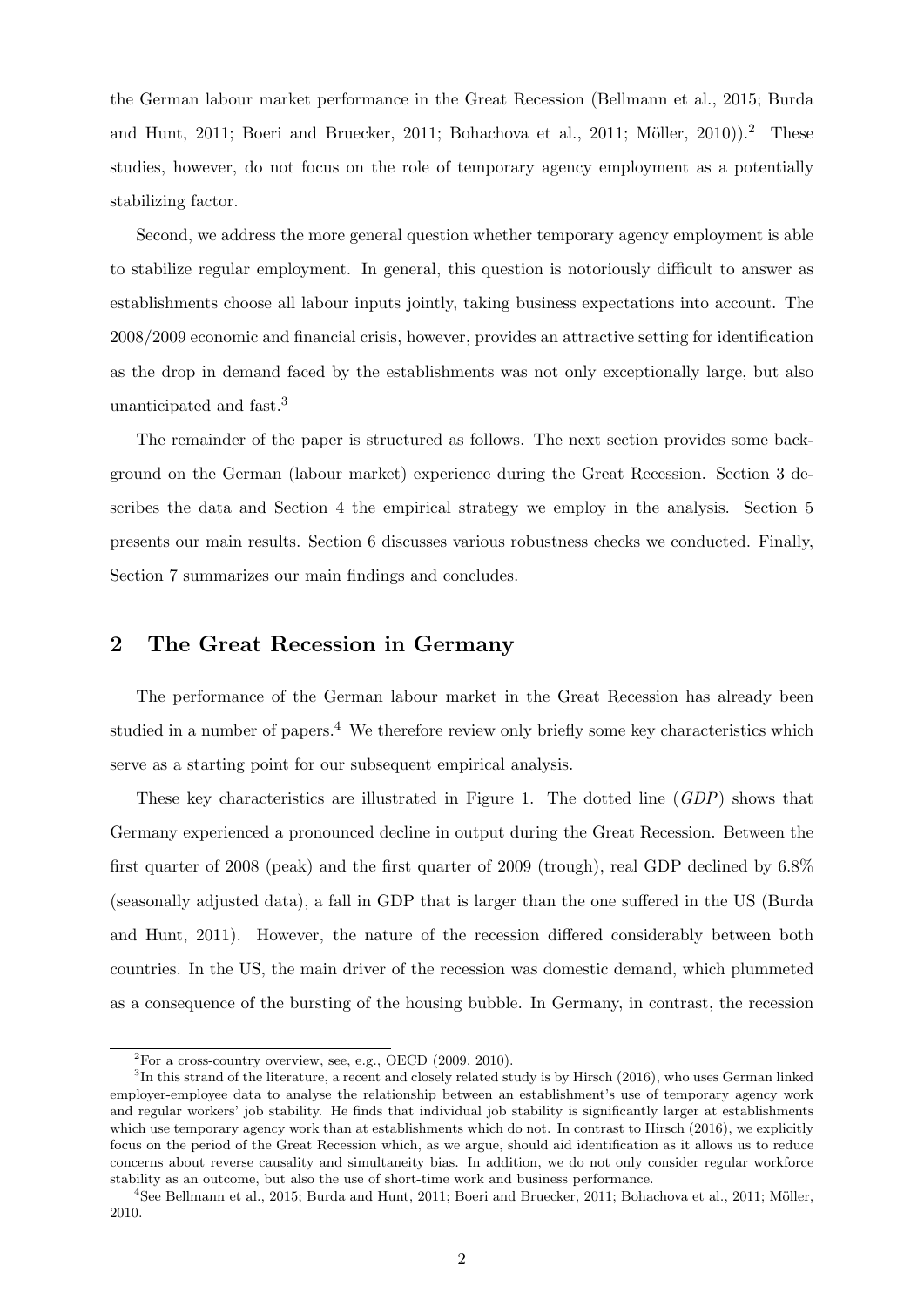the German labour market performance in the Great Recession (Bellmann et al., 2015; Burda and Hunt, 2011; Boeri and Bruecker, 2011; Bohachova et al., 2011; Möller, 2010)).[2] These studies, however, do not focus on the role of temporary agency employment as a potentially stabilizing factor.

Second, we address the more general question whether temporary agency employment is able to stabilize regular employment. In general, this question is notoriously difficult to answer as establishments choose all labour inputs jointly, taking business expectations into account. The 2008/2009 economic and financial crisis, however, provides an attractive setting for identification as the drop in demand faced by the establishments was not only exceptionally large, but also unanticipated and fast.[3]

The remainder of the paper is structured as follows. The next section provides some background on the German (labour market) experience during the Great Recession. Section 3 describes the data and Section 4 the empirical strategy we employ in the analysis. Section 5 presents our main results. Section 6 discusses various robustness checks we conducted. Finally, Section 7 summarizes our main findings and concludes.

## 2 The Great Recession in Germany

The performance of the German labour market in the Great Recession has already been studied in a number of papers.[4] We therefore review only briefly some key characteristics which serve as a starting point for our subsequent empirical analysis.

These key characteristics are illustrated in Figure 1. The dotted line (*GDP*) shows that Germany experienced a pronounced decline in output during the Great Recession. Between the first quarter of 2008 (peak) and the first quarter of 2009 (trough), real GDP declined by 6.8% (seasonally adjusted data), a fall in GDP that is larger than the one suffered in the US (Burda and Hunt, 2011). However, the nature of the recession differed considerably between both countries. In the US, the main driver of the recession was domestic demand, which plummeted as a consequence of the bursting of the housing bubble. In Germany, in contrast, the recession

[2] For a cross-country overview, see, e.g., OECD (2009, 2010).

[3] In this strand of the literature, a recent and closely related study is by Hirsch (2016), who uses German linked employer-employee data to analyse the relationship between an establishment's use of temporary agency work and regular workers' job stability. He finds that individual job stability is significantly larger at establishments which use temporary agency work than at establishments which do not. In contrast to Hirsch (2016), we explicitly focus on the period of the Great Recession which, as we argue, should aid identification as it allows us to reduce concerns about reverse causality and simultaneity bias. In addition, we do not only consider regular workforce stability as an outcome, but also the use of short-time work and business performance.

[4] See Bellmann et al., 2015; Burda and Hunt, 2011; Boeri and Bruecker, 2011; Bohachova et al., 2011; Möller, 2010.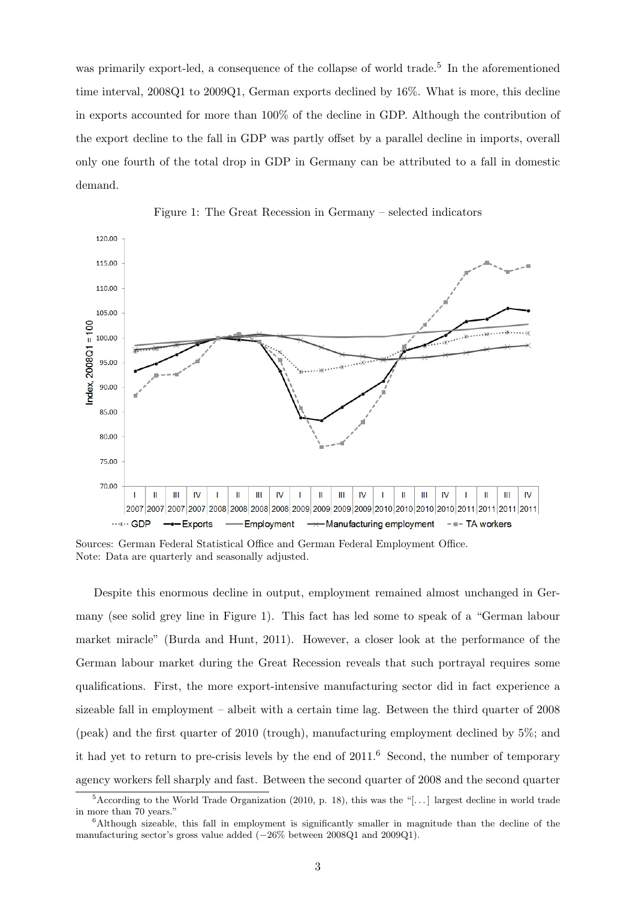was primarily export-led, a consequence of the collapse of world trade.[5] In the aforementioned time interval, 2008Q1 to 2009Q1, German exports declined by 16%. What is more, this decline in exports accounted for more than 100% of the decline in GDP. Although the contribution of the export decline to the fall in GDP was partly offset by a parallel decline in imports, overall only one fourth of the total drop in GDP in Germany can be attributed to a fall in domestic demand.

Figure 1: The Great Recession in Germany – selected indicators

Sources: German Federal Statistical Office and German Federal Employment Office.
Note: Data are quarterly and seasonally adjusted.

Despite this enormous decline in output, employment remained almost unchanged in Germany (see solid grey line in Figure 1). This fact has led some to speak of a "German labour market miracle" (Burda and Hunt, 2011). However, a closer look at the performance of the German labour market during the Great Recession reveals that such portrayal requires some qualifications. First, the more export-intensive manufacturing sector did in fact experience a sizeable fall in employment – albeit with a certain time lag. Between the third quarter of 2008 (peak) and the first quarter of 2010 (trough), manufacturing employment declined by 5%; and it had yet to return to pre-crisis levels by the end of 2011.[6] Second, the number of temporary agency workers fell sharply and fast. Between the second quarter of 2008 and the second quarter

[5] According to the World Trade Organization (2010, p. 18), this was the "[...] largest decline in world trade in more than 70 years."

[6] Although sizeable, this fall in employment is significantly smaller in magnitude than the decline of the manufacturing sector's gross value added (−26% between 2008Q1 and 2009Q1).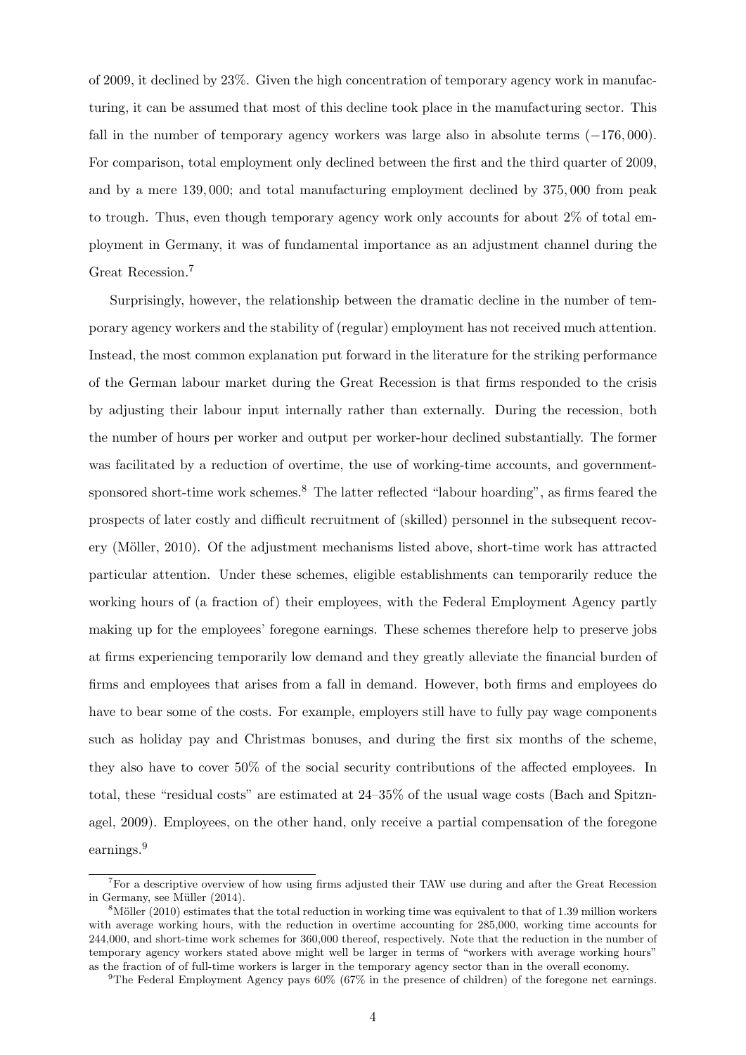of 2009, it declined by 23%. Given the high concentration of temporary agency work in manufacturing, it can be assumed that most of this decline took place in the manufacturing sector. This fall in the number of temporary agency workers was large also in absolute terms ($-176,000$). For comparison, total employment only declined between the first and the third quarter of 2009, and by a mere $139,000$; and total manufacturing employment declined by $375,000$ from peak to trough. Thus, even though temporary agency work only accounts for about 2% of total employment in Germany, it was of fundamental importance as an adjustment channel during the Great Recession.[7]

Surprisingly, however, the relationship between the dramatic decline in the number of temporary agency workers and the stability of (regular) employment has not received much attention. Instead, the most common explanation put forward in the literature for the striking performance of the German labour market during the Great Recession is that firms responded to the crisis by adjusting their labour input internally rather than externally. During the recession, both the number of hours per worker and output per worker-hour declined substantially. The former was facilitated by a reduction of overtime, the use of working-time accounts, and government-sponsored short-time work schemes.[8] The latter reflected "labour hoarding", as firms feared the prospects of later costly and difficult recruitment of (skilled) personnel in the subsequent recovery (Möller, 2010). Of the adjustment mechanisms listed above, short-time work has attracted particular attention. Under these schemes, eligible establishments can temporarily reduce the working hours of (a fraction of) their employees, with the Federal Employment Agency partly making up for the employees' foregone earnings. These schemes therefore help to preserve jobs at firms experiencing temporarily low demand and they greatly alleviate the financial burden of firms and employees that arises from a fall in demand. However, both firms and employees do have to bear some of the costs. For example, employers still have to fully pay wage components such as holiday pay and Christmas bonuses, and during the first six months of the scheme, they also have to cover 50% of the social security contributions of the affected employees. In total, these "residual costs" are estimated at 24–35% of the usual wage costs (Bach and Spitznagel, 2009). Employees, on the other hand, only receive a partial compensation of the foregone earnings.[9]

---

[7] For a descriptive overview of how using firms adjusted their TAW use during and after the Great Recession in Germany, see Müller (2014).

[8] Möller (2010) estimates that the total reduction in working time was equivalent to that of 1.39 million workers with average working hours, with the reduction in overtime accounting for 285,000, working time accounts for 244,000, and short-time work schemes for 360,000 thereof, respectively. Note that the reduction in the number of temporary agency workers stated above might well be larger in terms of "workers with average working hours" as the fraction of of full-time workers is larger in the temporary agency sector than in the overall economy.

[9] The Federal Employment Agency pays 60% (67% in the presence of children) of the foregone net earnings.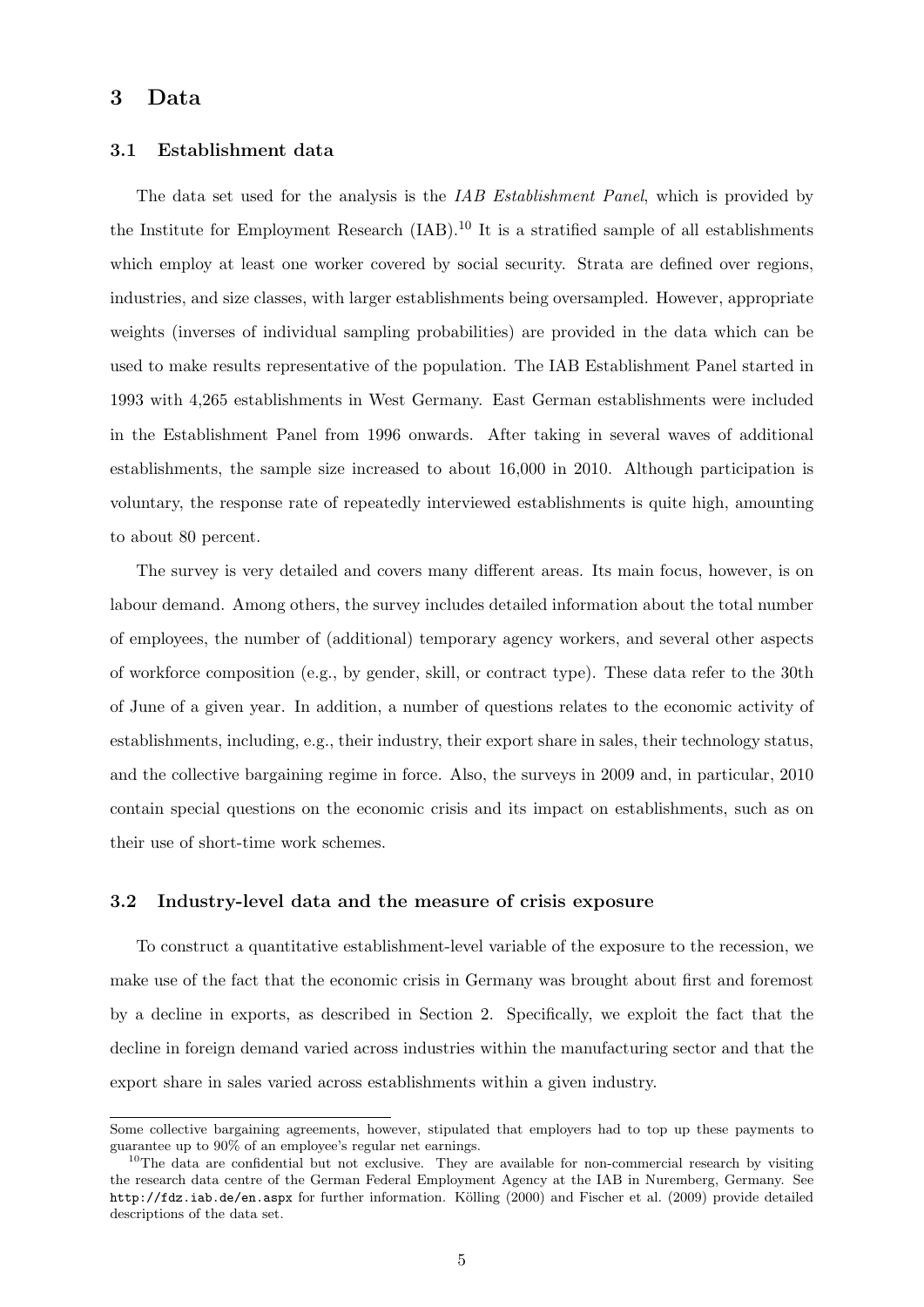## 3 Data

### 3.1 Establishment data

The data set used for the analysis is the *IAB Establishment Panel*, which is provided by the Institute for Employment Research (IAB).[10] It is a stratified sample of all establishments which employ at least one worker covered by social security. Strata are defined over regions, industries, and size classes, with larger establishments being oversampled. However, appropriate weights (inverses of individual sampling probabilities) are provided in the data which can be used to make results representative of the population. The IAB Establishment Panel started in 1993 with 4,265 establishments in West Germany. East German establishments were included in the Establishment Panel from 1996 onwards. After taking in several waves of additional establishments, the sample size increased to about 16,000 in 2010. Although participation is voluntary, the response rate of repeatedly interviewed establishments is quite high, amounting to about 80 percent.

The survey is very detailed and covers many different areas. Its main focus, however, is on labour demand. Among others, the survey includes detailed information about the total number of employees, the number of (additional) temporary agency workers, and several other aspects of workforce composition (e.g., by gender, skill, or contract type). These data refer to the 30th of June of a given year. In addition, a number of questions relates to the economic activity of establishments, including, e.g., their industry, their export share in sales, their technology status, and the collective bargaining regime in force. Also, the surveys in 2009 and, in particular, 2010 contain special questions on the economic crisis and its impact on establishments, such as on their use of short-time work schemes.

### 3.2 Industry-level data and the measure of crisis exposure

To construct a quantitative establishment-level variable of the exposure to the recession, we make use of the fact that the economic crisis in Germany was brought about first and foremost by a decline in exports, as described in Section 2. Specifically, we exploit the fact that the decline in foreign demand varied across industries within the manufacturing sector and that the export share in sales varied across establishments within a given industry.

---

Some collective bargaining agreements, however, stipulated that employers had to top up these payments to guarantee up to 90% of an employee's regular net earnings.

[10] The data are confidential but not exclusive. They are available for non-commercial research by visiting the research data centre of the German Federal Employment Agency at the IAB in Nuremberg, Germany. See http://fdz.iab.de/en.aspx for further information. Kölling (2000) and Fischer et al. (2009) provide detailed descriptions of the data set.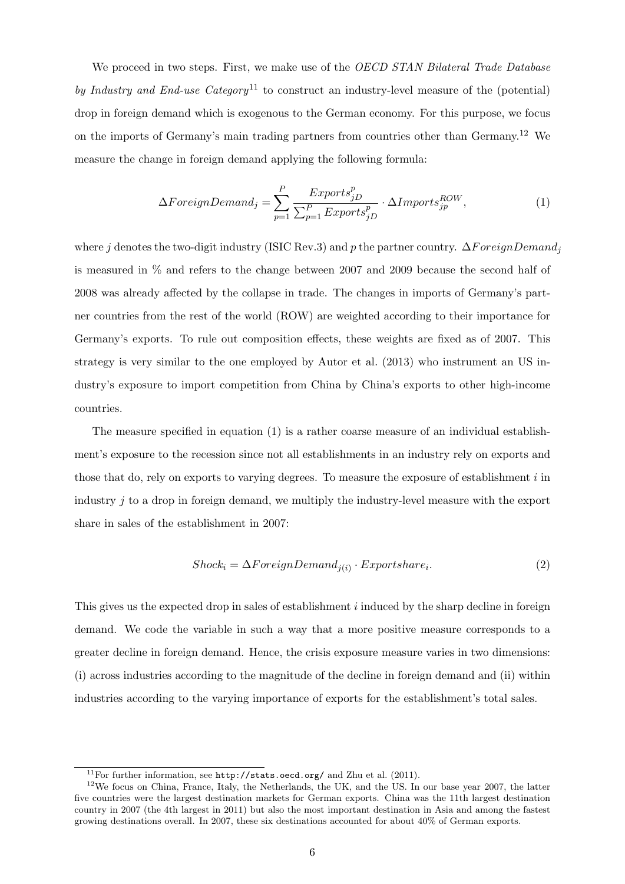We proceed in two steps. First, we make use of the *OECD STAN Bilateral Trade Database by Industry and End-use Category*[11] to construct an industry-level measure of the (potential) drop in foreign demand which is exogenous to the German economy. For this purpose, we focus on the imports of Germany's main trading partners from countries other than Germany.[12] We measure the change in foreign demand applying the following formula:

$$\Delta ForeignDemand_j = \sum_{p=1}^{P} \frac{Exports_{jD}^{p}}{\sum_{p=1}^{P} Exports_{jD}^{p}} \cdot \Delta Imports_{jp}^{ROW}, \tag{1}$$

where $j$ denotes the two-digit industry (ISIC Rev.3) and $p$ the partner country. $\Delta ForeignDemand_j$ is measured in % and refers to the change between 2007 and 2009 because the second half of 2008 was already affected by the collapse in trade. The changes in imports of Germany's partner countries from the rest of the world (ROW) are weighted according to their importance for Germany's exports. To rule out composition effects, these weights are fixed as of 2007. This strategy is very similar to the one employed by Autor et al. (2013) who instrument an US industry's exposure to import competition from China by China's exports to other high-income countries.

The measure specified in equation (1) is a rather coarse measure of an individual establishment's exposure to the recession since not all establishments in an industry rely on exports and those that do, rely on exports to varying degrees. To measure the exposure of establishment $i$ in industry $j$ to a drop in foreign demand, we multiply the industry-level measure with the export share in sales of the establishment in 2007:

$$Shock_i = \Delta ForeignDemand_{j(i)} \cdot Exportshare_i. \tag{2}$$

This gives us the expected drop in sales of establishment $i$ induced by the sharp decline in foreign demand. We code the variable in such a way that a more positive measure corresponds to a greater decline in foreign demand. Hence, the crisis exposure measure varies in two dimensions: (i) across industries according to the magnitude of the decline in foreign demand and (ii) within industries according to the varying importance of exports for the establishment's total sales.

---

[11] For further information, see http://stats.oecd.org/ and Zhu et al. (2011).

[12] We focus on China, France, Italy, the Netherlands, the UK, and the US. In our base year 2007, the latter five countries were the largest destination markets for German exports. China was the 11th largest destination country in 2007 (the 4th largest in 2011) but also the most important destination in Asia and among the fastest growing destinations overall. In 2007, these six destinations accounted for about 40% of German exports.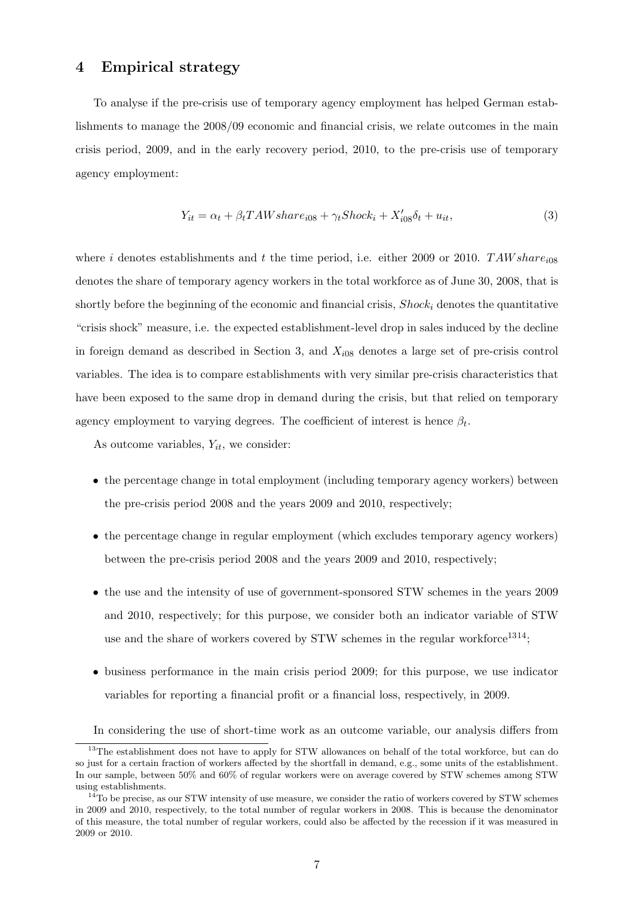## 4 Empirical strategy

To analyse if the pre-crisis use of temporary agency employment has helped German establishments to manage the 2008/09 economic and financial crisis, we relate outcomes in the main crisis period, 2009, and in the early recovery period, 2010, to the pre-crisis use of temporary agency employment:

$$Y_{it} = \alpha_t + \beta_t TAWshare_{i08} + \gamma_t Shock_i + X'_{i08}\delta_t + u_{it}, \tag{3}$$

where $i$ denotes establishments and $t$ the time period, i.e. either 2009 or 2010. $TAWshare_{i08}$ denotes the share of temporary agency workers in the total workforce as of June 30, 2008, that is shortly before the beginning of the economic and financial crisis, $Shock_i$ denotes the quantitative "crisis shock" measure, i.e. the expected establishment-level drop in sales induced by the decline in foreign demand as described in Section 3, and $X_{i08}$ denotes a large set of pre-crisis control variables. The idea is to compare establishments with very similar pre-crisis characteristics that have been exposed to the same drop in demand during the crisis, but that relied on temporary agency employment to varying degrees. The coefficient of interest is hence $\beta_t$.

As outcome variables, $Y_{it}$, we consider:

- the percentage change in total employment (including temporary agency workers) between the pre-crisis period 2008 and the years 2009 and 2010, respectively;
- the percentage change in regular employment (which excludes temporary agency workers) between the pre-crisis period 2008 and the years 2009 and 2010, respectively;
- the use and the intensity of use of government-sponsored STW schemes in the years 2009 and 2010, respectively; for this purpose, we consider both an indicator variable of STW use and the share of workers covered by STW schemes in the regular workforce[13][14];
- business performance in the main crisis period 2009; for this purpose, we use indicator variables for reporting a financial profit or a financial loss, respectively, in 2009.

In considering the use of short-time work as an outcome variable, our analysis differs from

[13] The establishment does not have to apply for STW allowances on behalf of the total workforce, but can do so just for a certain fraction of workers affected by the shortfall in demand, e.g., some units of the establishment. In our sample, between 50% and 60% of regular workers were on average covered by STW schemes among STW using establishments.

[14] To be precise, as our STW intensity of use measure, we consider the ratio of workers covered by STW schemes in 2009 and 2010, respectively, to the total number of regular workers in 2008. This is because the denominator of this measure, the total number of regular workers, could also be affected by the recession if it was measured in 2009 or 2010.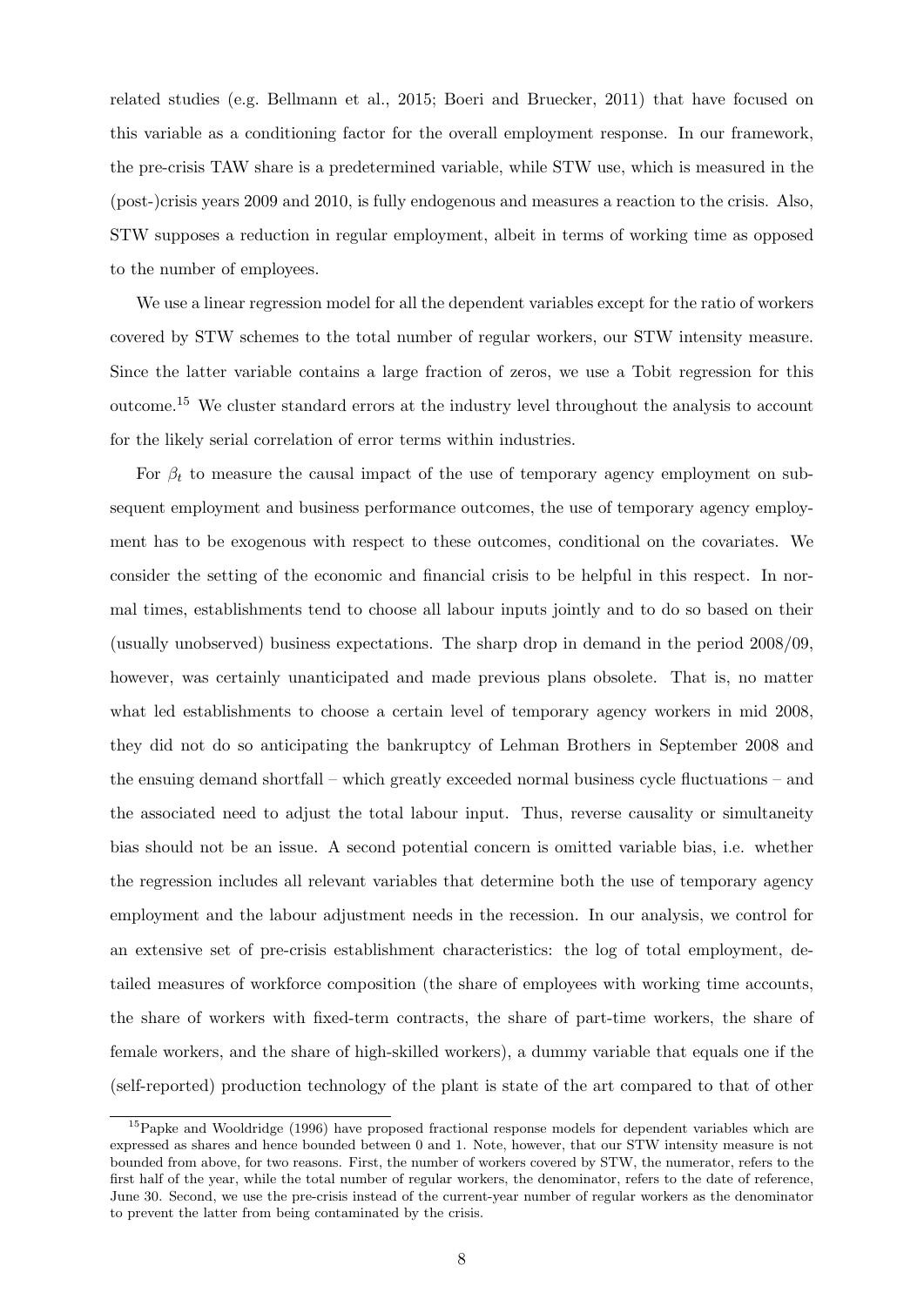related studies (e.g. Bellmann et al., 2015; Boeri and Bruecker, 2011) that have focused on this variable as a conditioning factor for the overall employment response. In our framework, the pre-crisis TAW share is a predetermined variable, while STW use, which is measured in the (post-)crisis years 2009 and 2010, is fully endogenous and measures a reaction to the crisis. Also, STW supposes a reduction in regular employment, albeit in terms of working time as opposed to the number of employees.

We use a linear regression model for all the dependent variables except for the ratio of workers covered by STW schemes to the total number of regular workers, our STW intensity measure. Since the latter variable contains a large fraction of zeros, we use a Tobit regression for this outcome.[15] We cluster standard errors at the industry level throughout the analysis to account for the likely serial correlation of error terms within industries.

For $\beta_t$ to measure the causal impact of the use of temporary agency employment on subsequent employment and business performance outcomes, the use of temporary agency employment has to be exogenous with respect to these outcomes, conditional on the covariates. We consider the setting of the economic and financial crisis to be helpful in this respect. In normal times, establishments tend to choose all labour inputs jointly and to do so based on their (usually unobserved) business expectations. The sharp drop in demand in the period 2008/09, however, was certainly unanticipated and made previous plans obsolete. That is, no matter what led establishments to choose a certain level of temporary agency workers in mid 2008, they did not do so anticipating the bankruptcy of Lehman Brothers in September 2008 and the ensuing demand shortfall – which greatly exceeded normal business cycle fluctuations – and the associated need to adjust the total labour input. Thus, reverse causality or simultaneity bias should not be an issue. A second potential concern is omitted variable bias, i.e. whether the regression includes all relevant variables that determine both the use of temporary agency employment and the labour adjustment needs in the recession. In our analysis, we control for an extensive set of pre-crisis establishment characteristics: the log of total employment, detailed measures of workforce composition (the share of employees with working time accounts, the share of workers with fixed-term contracts, the share of part-time workers, the share of female workers, and the share of high-skilled workers), a dummy variable that equals one if the (self-reported) production technology of the plant is state of the art compared to that of other

[15] Papke and Wooldridge (1996) have proposed fractional response models for dependent variables which are expressed as shares and hence bounded between 0 and 1. Note, however, that our STW intensity measure is not bounded from above, for two reasons. First, the number of workers covered by STW, the numerator, refers to the first half of the year, while the total number of regular workers, the denominator, refers to the date of reference, June 30. Second, we use the pre-crisis instead of the current-year number of regular workers as the denominator to prevent the latter from being contaminated by the crisis.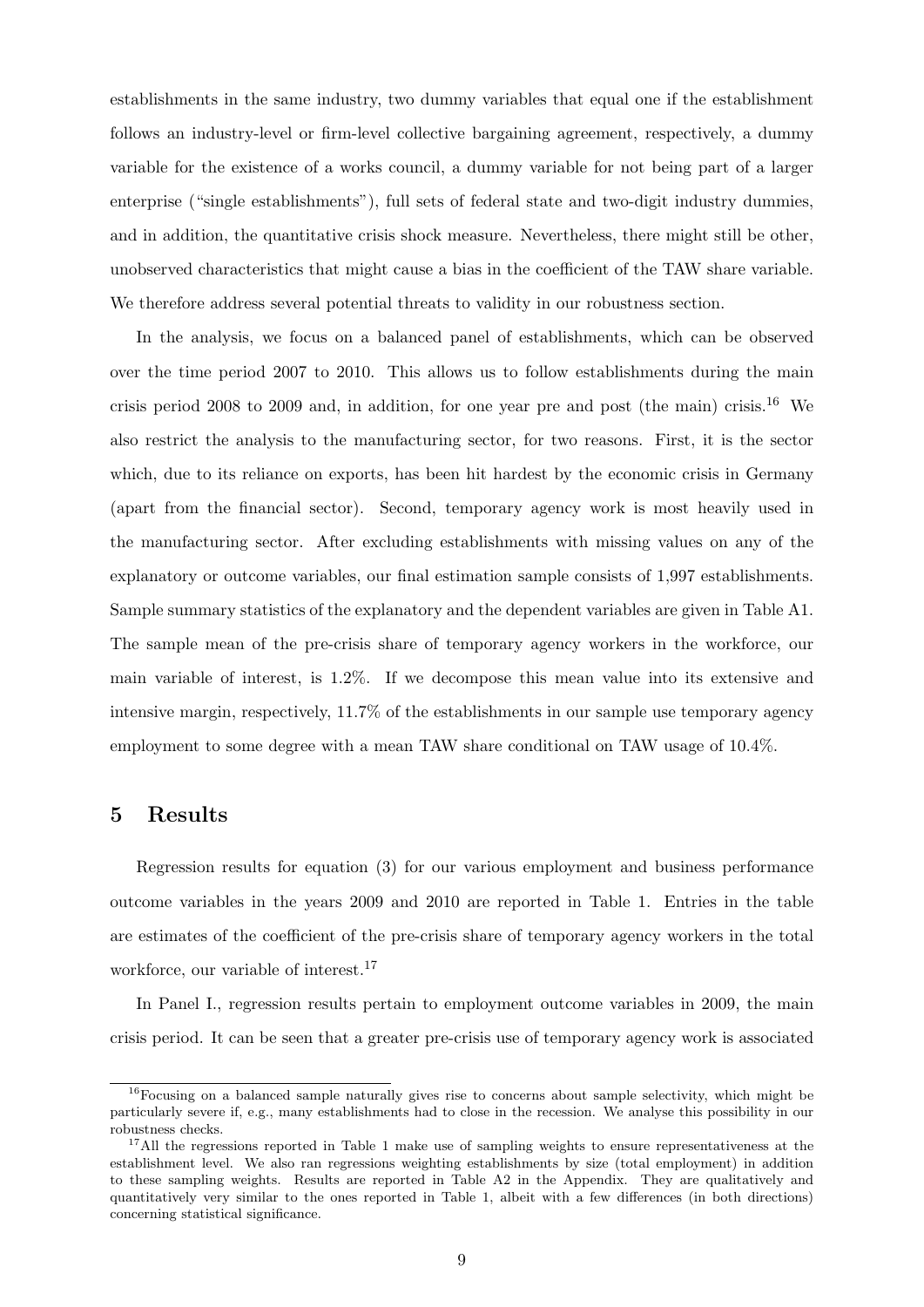establishments in the same industry, two dummy variables that equal one if the establishment follows an industry-level or firm-level collective bargaining agreement, respectively, a dummy variable for the existence of a works council, a dummy variable for not being part of a larger enterprise ("single establishments"), full sets of federal state and two-digit industry dummies, and in addition, the quantitative crisis shock measure. Nevertheless, there might still be other, unobserved characteristics that might cause a bias in the coefficient of the TAW share variable. We therefore address several potential threats to validity in our robustness section.

In the analysis, we focus on a balanced panel of establishments, which can be observed over the time period 2007 to 2010. This allows us to follow establishments during the main crisis period 2008 to 2009 and, in addition, for one year pre and post (the main) crisis.[16] We also restrict the analysis to the manufacturing sector, for two reasons. First, it is the sector which, due to its reliance on exports, has been hit hardest by the economic crisis in Germany (apart from the financial sector). Second, temporary agency work is most heavily used in the manufacturing sector. After excluding establishments with missing values on any of the explanatory or outcome variables, our final estimation sample consists of 1,997 establishments. Sample summary statistics of the explanatory and the dependent variables are given in Table A1. The sample mean of the pre-crisis share of temporary agency workers in the workforce, our main variable of interest, is 1.2%. If we decompose this mean value into its extensive and intensive margin, respectively, 11.7% of the establishments in our sample use temporary agency employment to some degree with a mean TAW share conditional on TAW usage of 10.4%.

## 5 Results

Regression results for equation (3) for our various employment and business performance outcome variables in the years 2009 and 2010 are reported in Table 1. Entries in the table are estimates of the coefficient of the pre-crisis share of temporary agency workers in the total workforce, our variable of interest.[17]

In Panel I., regression results pertain to employment outcome variables in 2009, the main crisis period. It can be seen that a greater pre-crisis use of temporary agency work is associated

---

[16] Focusing on a balanced sample naturally gives rise to concerns about sample selectivity, which might be particularly severe if, e.g., many establishments had to close in the recession. We analyse this possibility in our robustness checks.

[17] All the regressions reported in Table 1 make use of sampling weights to ensure representativeness at the establishment level. We also ran regressions weighting establishments by size (total employment) in addition to these sampling weights. Results are reported in Table A2 in the Appendix. They are qualitatively and quantitatively very similar to the ones reported in Table 1, albeit with a few differences (in both directions) concerning statistical significance.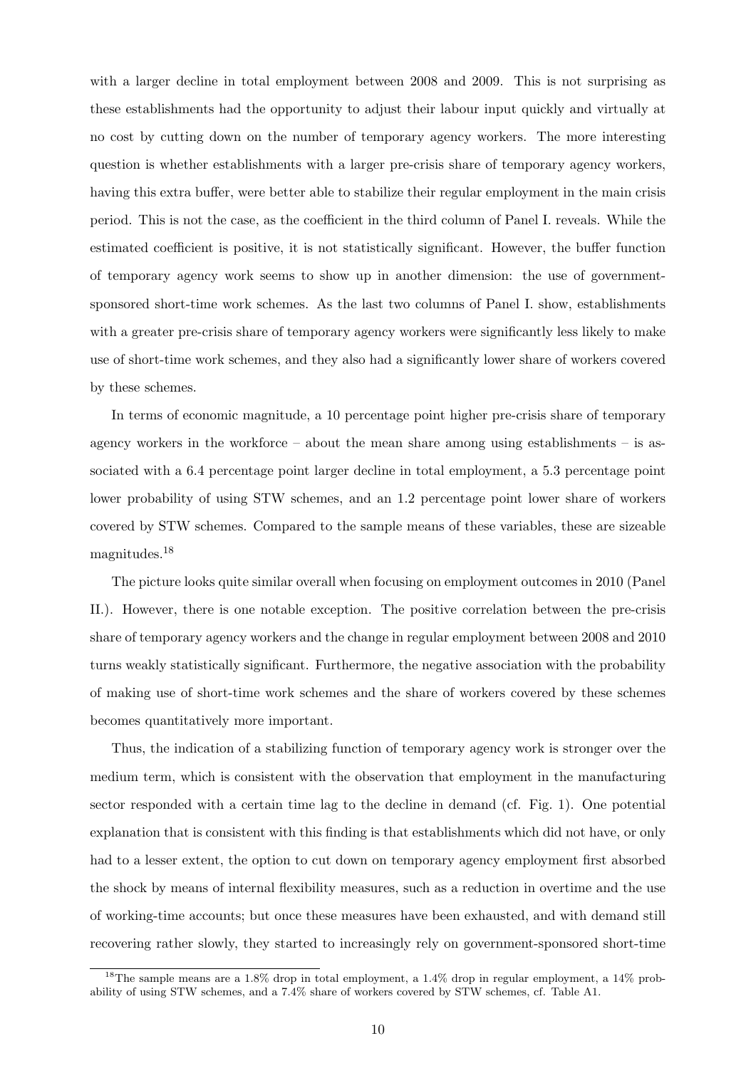with a larger decline in total employment between 2008 and 2009. This is not surprising as these establishments had the opportunity to adjust their labour input quickly and virtually at no cost by cutting down on the number of temporary agency workers. The more interesting question is whether establishments with a larger pre-crisis share of temporary agency workers, having this extra buffer, were better able to stabilize their regular employment in the main crisis period. This is not the case, as the coefficient in the third column of Panel I. reveals. While the estimated coefficient is positive, it is not statistically significant. However, the buffer function of temporary agency work seems to show up in another dimension: the use of government-sponsored short-time work schemes. As the last two columns of Panel I. show, establishments with a greater pre-crisis share of temporary agency workers were significantly less likely to make use of short-time work schemes, and they also had a significantly lower share of workers covered by these schemes.

In terms of economic magnitude, a 10 percentage point higher pre-crisis share of temporary agency workers in the workforce – about the mean share among using establishments – is associated with a 6.4 percentage point larger decline in total employment, a 5.3 percentage point lower probability of using STW schemes, and an 1.2 percentage point lower share of workers covered by STW schemes. Compared to the sample means of these variables, these are sizeable magnitudes.[18]

The picture looks quite similar overall when focusing on employment outcomes in 2010 (Panel II.). However, there is one notable exception. The positive correlation between the pre-crisis share of temporary agency workers and the change in regular employment between 2008 and 2010 turns weakly statistically significant. Furthermore, the negative association with the probability of making use of short-time work schemes and the share of workers covered by these schemes becomes quantitatively more important.

Thus, the indication of a stabilizing function of temporary agency work is stronger over the medium term, which is consistent with the observation that employment in the manufacturing sector responded with a certain time lag to the decline in demand (cf. Fig. 1). One potential explanation that is consistent with this finding is that establishments which did not have, or only had to a lesser extent, the option to cut down on temporary agency employment first absorbed the shock by means of internal flexibility measures, such as a reduction in overtime and the use of working-time accounts; but once these measures have been exhausted, and with demand still recovering rather slowly, they started to increasingly rely on government-sponsored short-time

[18] The sample means are a 1.8% drop in total employment, a 1.4% drop in regular employment, a 14% probability of using STW schemes, and a 7.4% share of workers covered by STW schemes, cf. Table A1.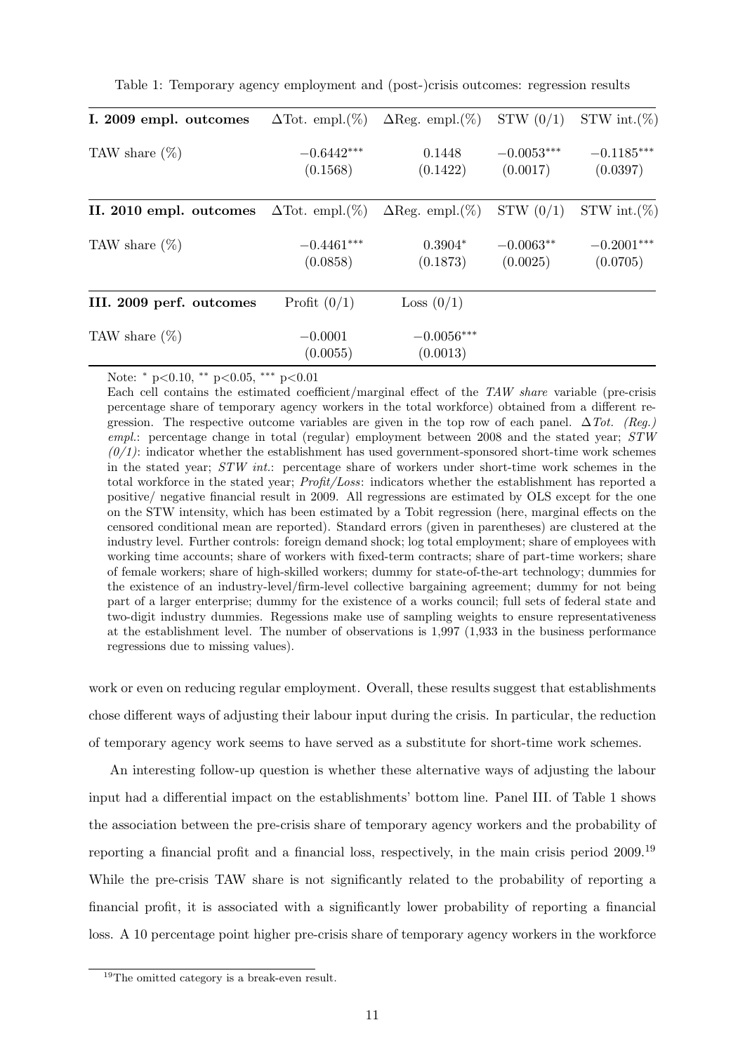Table 1: Temporary agency employment and (post-)crisis outcomes: regression results

| **I. 2009 empl. outcomes** | $\Delta$Tot. empl.(%) | $\Delta$Reg. empl.(%) | STW (0/1) | STW int.(%) |
|---|---|---|---|---|
| TAW share (%) | $-0.6442^{***}$ | 0.1448 | $-0.0053^{***}$ | $-0.1185^{***}$ |
| | (0.1568) | (0.1422) | (0.0017) | (0.0397) |
| **II. 2010 empl. outcomes** | $\Delta$Tot. empl.(%) | $\Delta$Reg. empl.(%) | STW (0/1) | STW int.(%) |
| TAW share (%) | $-0.4461^{***}$ | $0.3904^{*}$ | $-0.0063^{**}$ | $-0.2001^{***}$ |
| | (0.0858) | (0.1873) | (0.0025) | (0.0705) |
| **III. 2009 perf. outcomes** | Profit (0/1) | Loss (0/1) | | |
| TAW share (%) | $-0.0001$ | $-0.0056^{***}$ | | |
| | (0.0055) | (0.0013) | | |

Note: * p<0.10, ** p<0.05, *** p<0.01

Each cell contains the estimated coefficient/marginal effect of the *TAW share* variable (pre-crisis percentage share of temporary agency workers in the total workforce) obtained from a different regression. The respective outcome variables are given in the top row of each panel. *∆Tot. (Reg.) empl.*: percentage change in total (regular) employment between 2008 and the stated year; *STW (0/1)*: indicator whether the establishment has used government-sponsored short-time work schemes in the stated year; *STW int.*: percentage share of workers under short-time work schemes in the total workforce in the stated year; *Profit/Loss*: indicators whether the establishment has reported a positive/ negative financial result in 2009. All regressions are estimated by OLS except for the one on the STW intensity, which has been estimated by a Tobit regression (here, marginal effects on the censored conditional mean are reported). Standard errors (given in parentheses) are clustered at the industry level. Further controls: foreign demand shock; log total employment; share of employees with working time accounts; share of workers with fixed-term contracts; share of part-time workers; share of female workers; share of high-skilled workers; dummy for state-of-the-art technology; dummies for the existence of an industry-level/firm-level collective bargaining agreement; dummy for not being part of a larger enterprise; dummy for the existence of a works council; full sets of federal state and two-digit industry dummies. Regessions make use of sampling weights to ensure representativeness at the establishment level. The number of observations is 1,997 (1,933 in the business performance regressions due to missing values).

work or even on reducing regular employment. Overall, these results suggest that establishments chose different ways of adjusting their labour input during the crisis. In particular, the reduction of temporary agency work seems to have served as a substitute for short-time work schemes.

An interesting follow-up question is whether these alternative ways of adjusting the labour input had a differential impact on the establishments' bottom line. Panel III. of Table 1 shows the association between the pre-crisis share of temporary agency workers and the probability of reporting a financial profit and a financial loss, respectively, in the main crisis period 2009.[19] While the pre-crisis TAW share is not significantly related to the probability of reporting a financial profit, it is associated with a significantly lower probability of reporting a financial loss. A 10 percentage point higher pre-crisis share of temporary agency workers in the workforce

[19] The omitted category is a break-even result.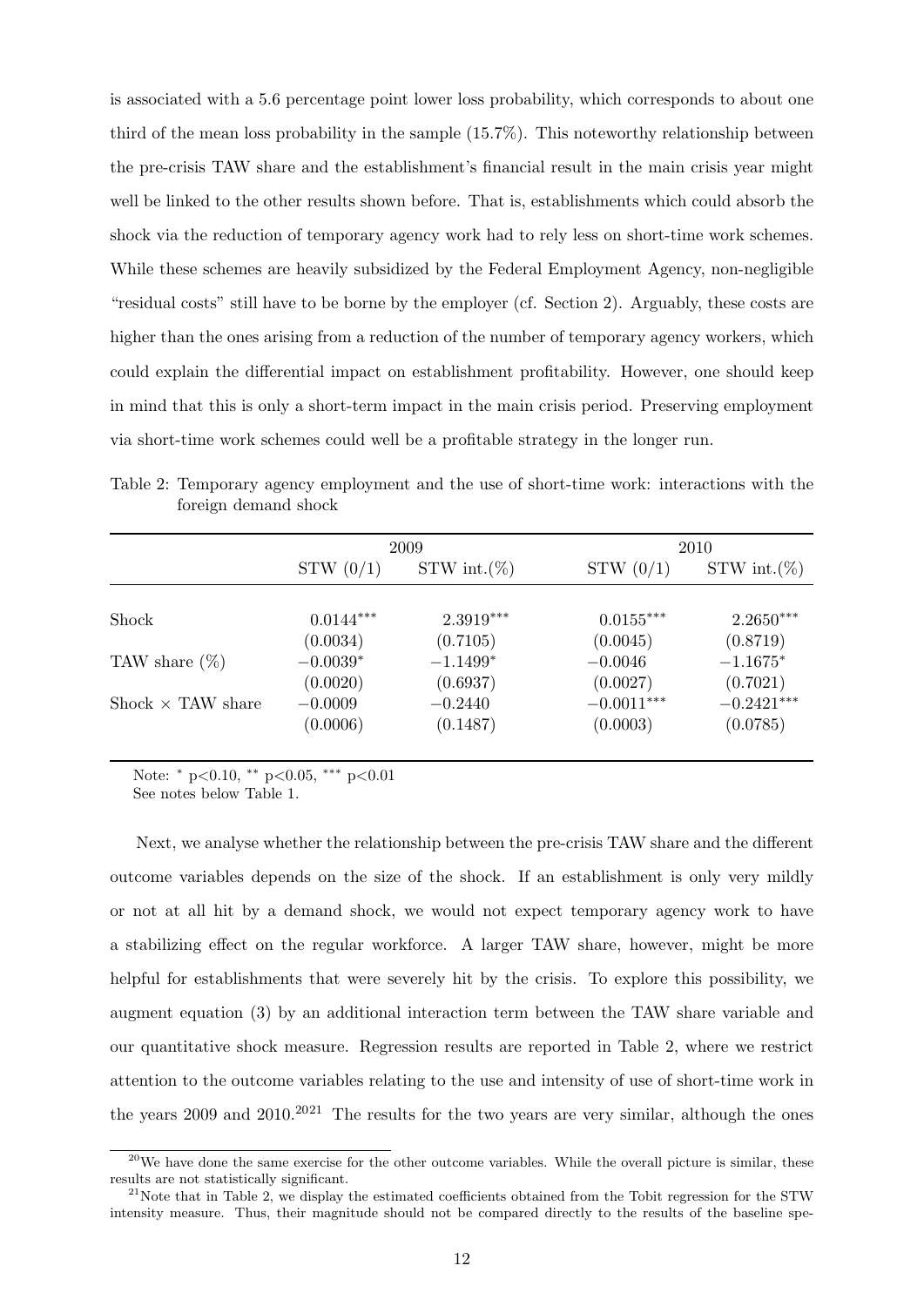is associated with a 5.6 percentage point lower loss probability, which corresponds to about one third of the mean loss probability in the sample (15.7%). This noteworthy relationship between the pre-crisis TAW share and the establishment's financial result in the main crisis year might well be linked to the other results shown before. That is, establishments which could absorb the shock via the reduction of temporary agency work had to rely less on short-time work schemes. While these schemes are heavily subsidized by the Federal Employment Agency, non-negligible "residual costs" still have to be borne by the employer (cf. Section 2). Arguably, these costs are higher than the ones arising from a reduction of the number of temporary agency workers, which could explain the differential impact on establishment profitability. However, one should keep in mind that this is only a short-term impact in the main crisis period. Preserving employment via short-time work schemes could well be a profitable strategy in the longer run.

Table 2: Temporary agency employment and the use of short-time work: interactions with the foreign demand shock

| | 2009 | | 2010 | |
|---|---|---|---|---|
| | STW (0/1) | STW int.(%) | STW (0/1) | STW int.(%) |
| Shock | 0.0144*** | 2.3919*** | 0.0155*** | 2.2650*** |
| | (0.0034) | (0.7105) | (0.0045) | (0.8719) |
| TAW share (%) | −0.0039* | −1.1499* | −0.0046 | −1.1675* |
| | (0.0020) | (0.6937) | (0.0027) | (0.7021) |
| Shock × TAW share | −0.0009 | −0.2440 | −0.0011*** | −0.2421*** |
| | (0.0006) | (0.1487) | (0.0003) | (0.0785) |

Note: * p<0.10, ** p<0.05, *** p<0.01
See notes below Table 1.

Next, we analyse whether the relationship between the pre-crisis TAW share and the different outcome variables depends on the size of the shock. If an establishment is only very mildly or not at all hit by a demand shock, we would not expect temporary agency work to have a stabilizing effect on the regular workforce. A larger TAW share, however, might be more helpful for establishments that were severely hit by the crisis. To explore this possibility, we augment equation (3) by an additional interaction term between the TAW share variable and our quantitative shock measure. Regression results are reported in Table 2, where we restrict attention to the outcome variables relating to the use and intensity of use of short-time work in the years 2009 and 2010.[20][21] The results for the two years are very similar, although the ones

[20] We have done the same exercise for the other outcome variables. While the overall picture is similar, these results are not statistically significant.

[21] Note that in Table 2, we display the estimated coefficients obtained from the Tobit regression for the STW intensity measure. Thus, their magnitude should not be compared directly to the results of the baseline spe-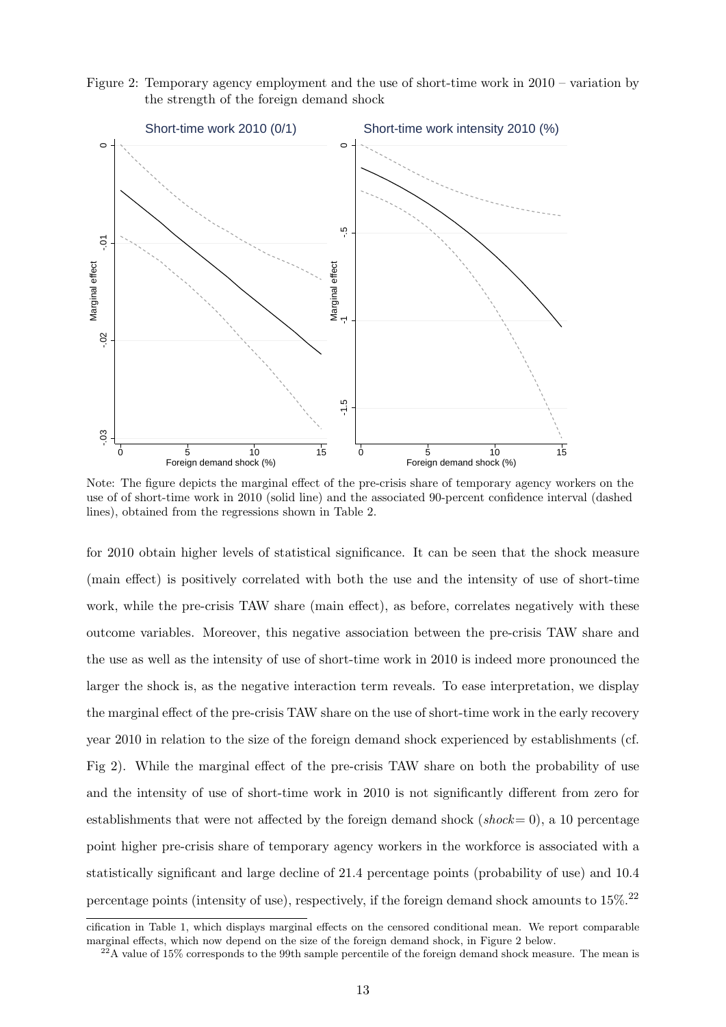Figure 2: Temporary agency employment and the use of short-time work in 2010 – variation by the strength of the foreign demand shock

Note: The figure depicts the marginal effect of the pre-crisis share of temporary agency workers on the use of of short-time work in 2010 (solid line) and the associated 90-percent confidence interval (dashed lines), obtained from the regressions shown in Table 2.

for 2010 obtain higher levels of statistical significance. It can be seen that the shock measure (main effect) is positively correlated with both the use and the intensity of use of short-time work, while the pre-crisis TAW share (main effect), as before, correlates negatively with these outcome variables. Moreover, this negative association between the pre-crisis TAW share and the use as well as the intensity of use of short-time work in 2010 is indeed more pronounced the larger the shock is, as the negative interaction term reveals. To ease interpretation, we display the marginal effect of the pre-crisis TAW share on the use of short-time work in the early recovery year 2010 in relation to the size of the foreign demand shock experienced by establishments (cf. Fig 2). While the marginal effect of the pre-crisis TAW share on both the probability of use and the intensity of use of short-time work in 2010 is not significantly different from zero for establishments that were not affected by the foreign demand shock ($shock = 0$), a 10 percentage point higher pre-crisis share of temporary agency workers in the workforce is associated with a statistically significant and large decline of 21.4 percentage points (probability of use) and 10.4 percentage points (intensity of use), respectively, if the foreign demand shock amounts to 15%.[22]

cification in Table 1, which displays marginal effects on the censored conditional mean. We report comparable marginal effects, which now depend on the size of the foreign demand shock, in Figure 2 below.

[22]A value of 15% corresponds to the 99th sample percentile of the foreign demand shock measure. The mean is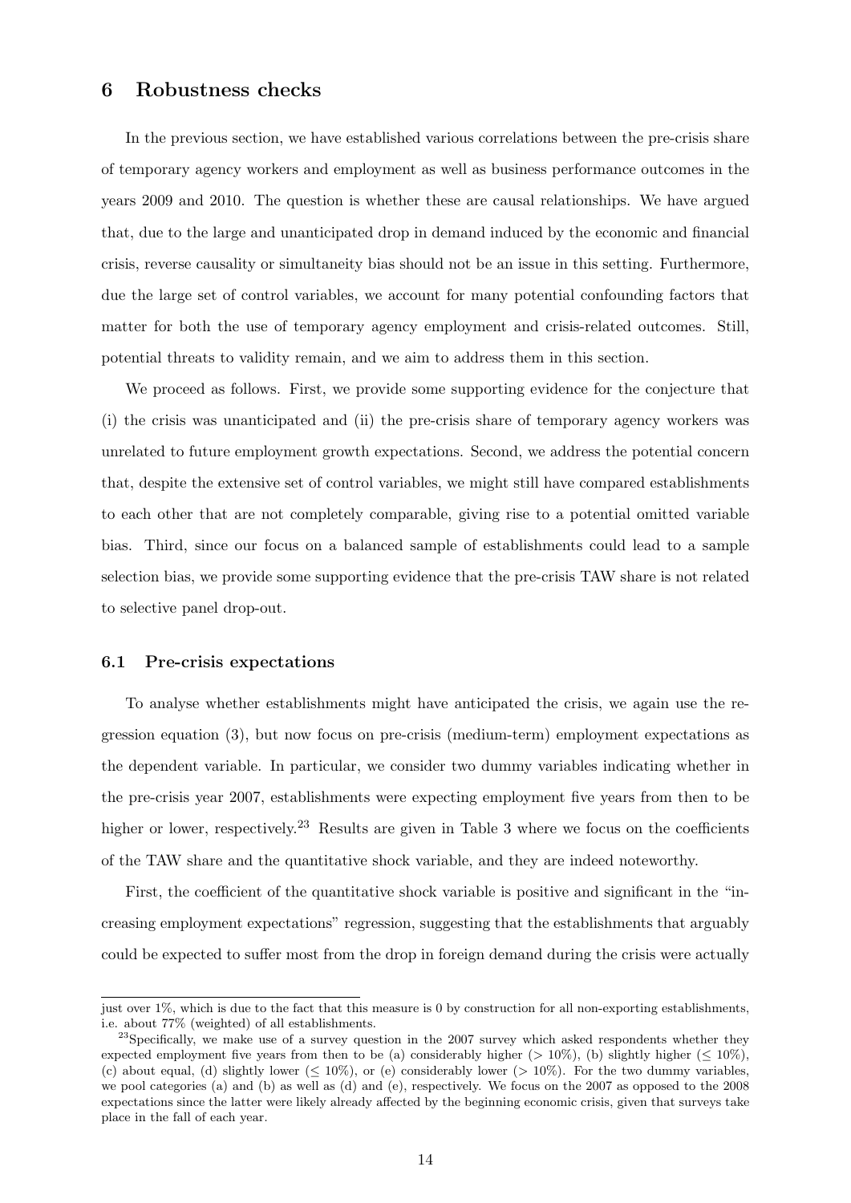## 6 Robustness checks

In the previous section, we have established various correlations between the pre-crisis share of temporary agency workers and employment as well as business performance outcomes in the years 2009 and 2010. The question is whether these are causal relationships. We have argued that, due to the large and unanticipated drop in demand induced by the economic and financial crisis, reverse causality or simultaneity bias should not be an issue in this setting. Furthermore, due the large set of control variables, we account for many potential confounding factors that matter for both the use of temporary agency employment and crisis-related outcomes. Still, potential threats to validity remain, and we aim to address them in this section.

We proceed as follows. First, we provide some supporting evidence for the conjecture that (i) the crisis was unanticipated and (ii) the pre-crisis share of temporary agency workers was unrelated to future employment growth expectations. Second, we address the potential concern that, despite the extensive set of control variables, we might still have compared establishments to each other that are not completely comparable, giving rise to a potential omitted variable bias. Third, since our focus on a balanced sample of establishments could lead to a sample selection bias, we provide some supporting evidence that the pre-crisis TAW share is not related to selective panel drop-out.

### 6.1 Pre-crisis expectations

To analyse whether establishments might have anticipated the crisis, we again use the regression equation (3), but now focus on pre-crisis (medium-term) employment expectations as the dependent variable. In particular, we consider two dummy variables indicating whether in the pre-crisis year 2007, establishments were expecting employment five years from then to be higher or lower, respectively.[23] Results are given in Table 3 where we focus on the coefficients of the TAW share and the quantitative shock variable, and they are indeed noteworthy.

First, the coefficient of the quantitative shock variable is positive and significant in the "increasing employment expectations" regression, suggesting that the establishments that arguably could be expected to suffer most from the drop in foreign demand during the crisis were actually

---

just over 1%, which is due to the fact that this measure is 0 by construction for all non-exporting establishments, i.e. about 77% (weighted) of all establishments.

[23] Specifically, we make use of a survey question in the 2007 survey which asked respondents whether they expected employment five years from then to be (a) considerably higher (> 10%), (b) slightly higher (≤ 10%), (c) about equal, (d) slightly lower (≤ 10%), or (e) considerably lower (> 10%). For the two dummy variables, we pool categories (a) and (b) as well as (d) and (e), respectively. We focus on the 2007 as opposed to the 2008 expectations since the latter were likely already affected by the beginning economic crisis, given that surveys take place in the fall of each year.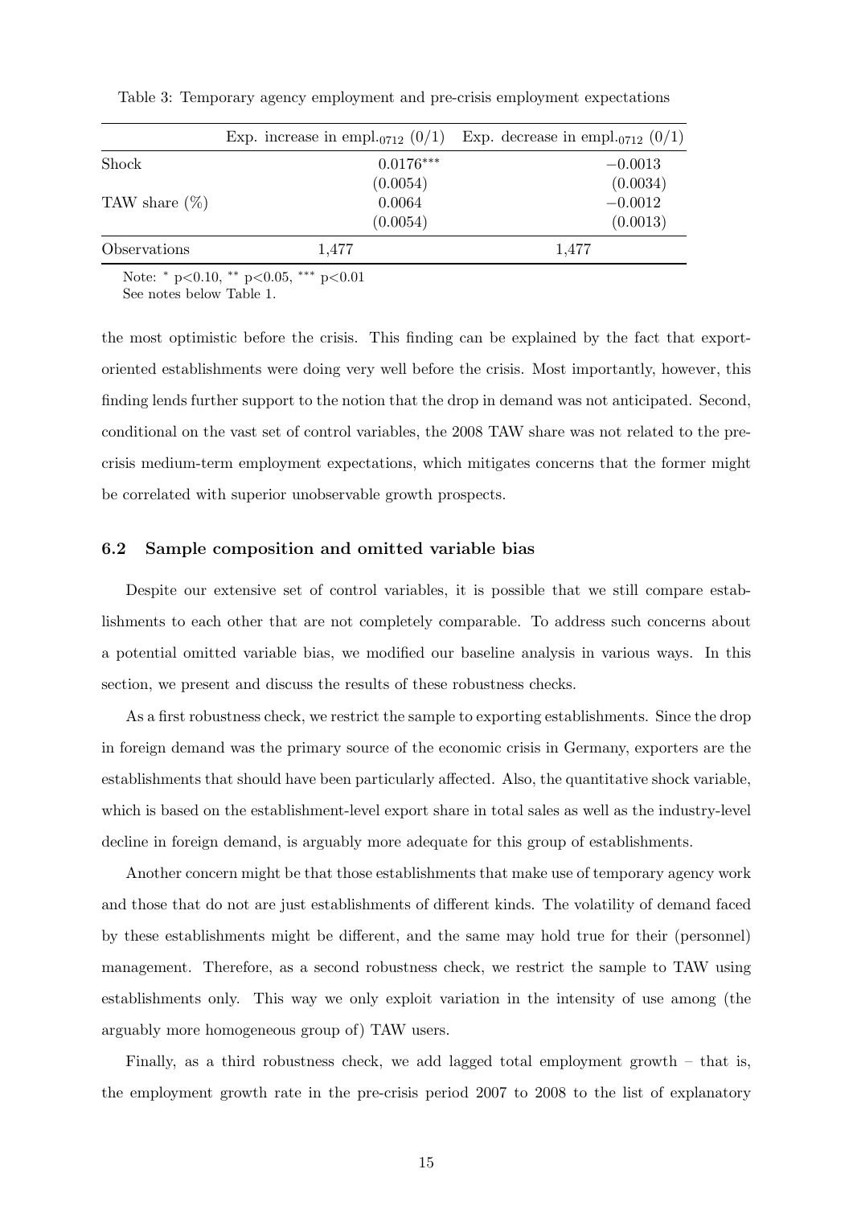Table 3: Temporary agency employment and pre-crisis employment expectations

| | Exp. increase in empl.$_{0712}$ (0/1) | Exp. decrease in empl.$_{0712}$ (0/1) |
|---|---|---|
| Shock | $0.0176^{***}$ | $-0.0013$ |
| | (0.0054) | (0.0034) |
| TAW share (%) | 0.0064 | $-0.0012$ |
| | (0.0054) | (0.0013) |
| Observations | 1,477 | 1,477 |

Note: $^{*}$ p<0.10, $^{**}$ p<0.05, $^{***}$ p<0.01
See notes below Table 1.

the most optimistic before the crisis. This finding can be explained by the fact that export-oriented establishments were doing very well before the crisis. Most importantly, however, this finding lends further support to the notion that the drop in demand was not anticipated. Second, conditional on the vast set of control variables, the 2008 TAW share was not related to the pre-crisis medium-term employment expectations, which mitigates concerns that the former might be correlated with superior unobservable growth prospects.

### 6.2 Sample composition and omitted variable bias

Despite our extensive set of control variables, it is possible that we still compare establishments to each other that are not completely comparable. To address such concerns about a potential omitted variable bias, we modified our baseline analysis in various ways. In this section, we present and discuss the results of these robustness checks.

As a first robustness check, we restrict the sample to exporting establishments. Since the drop in foreign demand was the primary source of the economic crisis in Germany, exporters are the establishments that should have been particularly affected. Also, the quantitative shock variable, which is based on the establishment-level export share in total sales as well as the industry-level decline in foreign demand, is arguably more adequate for this group of establishments.

Another concern might be that those establishments that make use of temporary agency work and those that do not are just establishments of different kinds. The volatility of demand faced by these establishments might be different, and the same may hold true for their (personnel) management. Therefore, as a second robustness check, we restrict the sample to TAW using establishments only. This way we only exploit variation in the intensity of use among (the arguably more homogeneous group of) TAW users.

Finally, as a third robustness check, we add lagged total employment growth – that is, the employment growth rate in the pre-crisis period 2007 to 2008 to the list of explanatory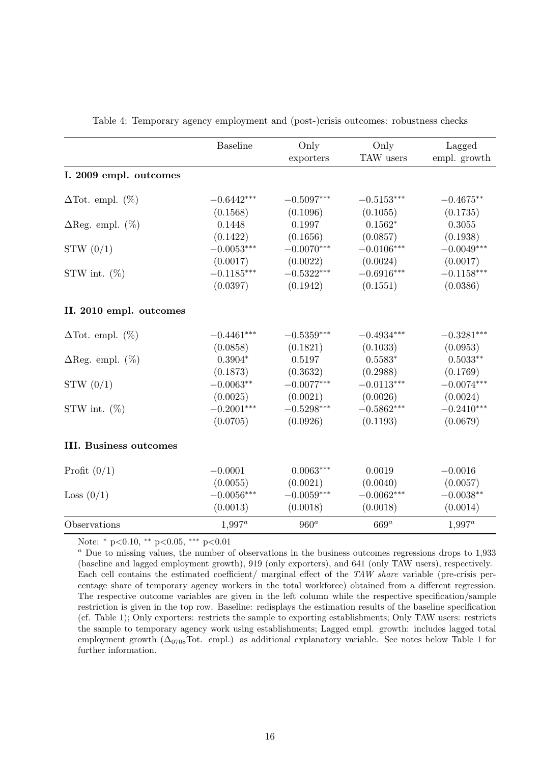Table 4: Temporary agency employment and (post-)crisis outcomes: robustness checks

| | Baseline | Only exporters | Only TAW users | Lagged empl. growth |
|---|---|---|---|---|
| **I. 2009 empl. outcomes** | | | | |
| $\Delta$Tot. empl. (%) | $-0.6442^{***}$ | $-0.5097^{***}$ | $-0.5153^{***}$ | $-0.4675^{**}$ |
| | (0.1568) | (0.1096) | (0.1055) | (0.1735) |
| $\Delta$Reg. empl. (%) | 0.1448 | 0.1997 | $0.1562^{*}$ | 0.3055 |
| | (0.1422) | (0.1656) | (0.0857) | (0.1938) |
| STW (0/1) | $-0.0053^{***}$ | $-0.0070^{***}$ | $-0.0106^{***}$ | $-0.0049^{***}$ |
| | (0.0017) | (0.0022) | (0.0024) | (0.0017) |
| STW int. (%) | $-0.1185^{***}$ | $-0.5322^{***}$ | $-0.6916^{***}$ | $-0.1158^{***}$ |
| | (0.0397) | (0.1942) | (0.1551) | (0.0386) |
| **II. 2010 empl. outcomes** | | | | |
| $\Delta$Tot. empl. (%) | $-0.4461^{***}$ | $-0.5359^{***}$ | $-0.4934^{***}$ | $-0.3281^{***}$ |
| | (0.0858) | (0.1821) | (0.1033) | (0.0953) |
| $\Delta$Reg. empl. (%) | $0.3904^{*}$ | 0.5197 | $0.5583^{*}$ | $0.5033^{**}$ |
| | (0.1873) | (0.3632) | (0.2988) | (0.1769) |
| STW (0/1) | $-0.0063^{**}$ | $-0.0077^{***}$ | $-0.0113^{***}$ | $-0.0074^{***}$ |
| | (0.0025) | (0.0021) | (0.0026) | (0.0024) |
| STW int. (%) | $-0.2001^{***}$ | $-0.5298^{***}$ | $-0.5862^{***}$ | $-0.2410^{***}$ |
| | (0.0705) | (0.0926) | (0.1193) | (0.0679) |
| **III. Business outcomes** | | | | |
| Profit (0/1) | $-0.0001$ | $0.0063^{***}$ | 0.0019 | $-0.0016$ |
| | (0.0055) | (0.0021) | (0.0040) | (0.0057) |
| Loss (0/1) | $-0.0056^{***}$ | $-0.0059^{***}$ | $-0.0062^{***}$ | $-0.0038^{**}$ |
| | (0.0013) | (0.0018) | (0.0018) | (0.0014) |
| Observations | 1,997[a] | 960[a] | 669[a] | 1,997[a] |

Note: * p<0.10, ** p<0.05, *** p<0.01

[a] Due to missing values, the number of observations in the business outcomes regressions drops to 1,933 (baseline and lagged employment growth), 919 (only exporters), and 641 (only TAW users), respectively. Each cell contains the estimated coefficient/ marginal effect of the *TAW share* variable (pre-crisis percentage share of temporary agency workers in the total workforce) obtained from a different regression. The respective outcome variables are given in the left column while the respective specification/sample restriction is given in the top row. Baseline: redisplays the estimation results of the baseline specification (cf. Table 1); Only exporters: restricts the sample to exporting establishments; Only TAW users: restricts the sample to temporary agency work using establishments; Lagged empl. growth: includes lagged total employment growth ($\Delta_{0708}$Tot. empl.) as additional explanatory variable. See notes below Table 1 for further information.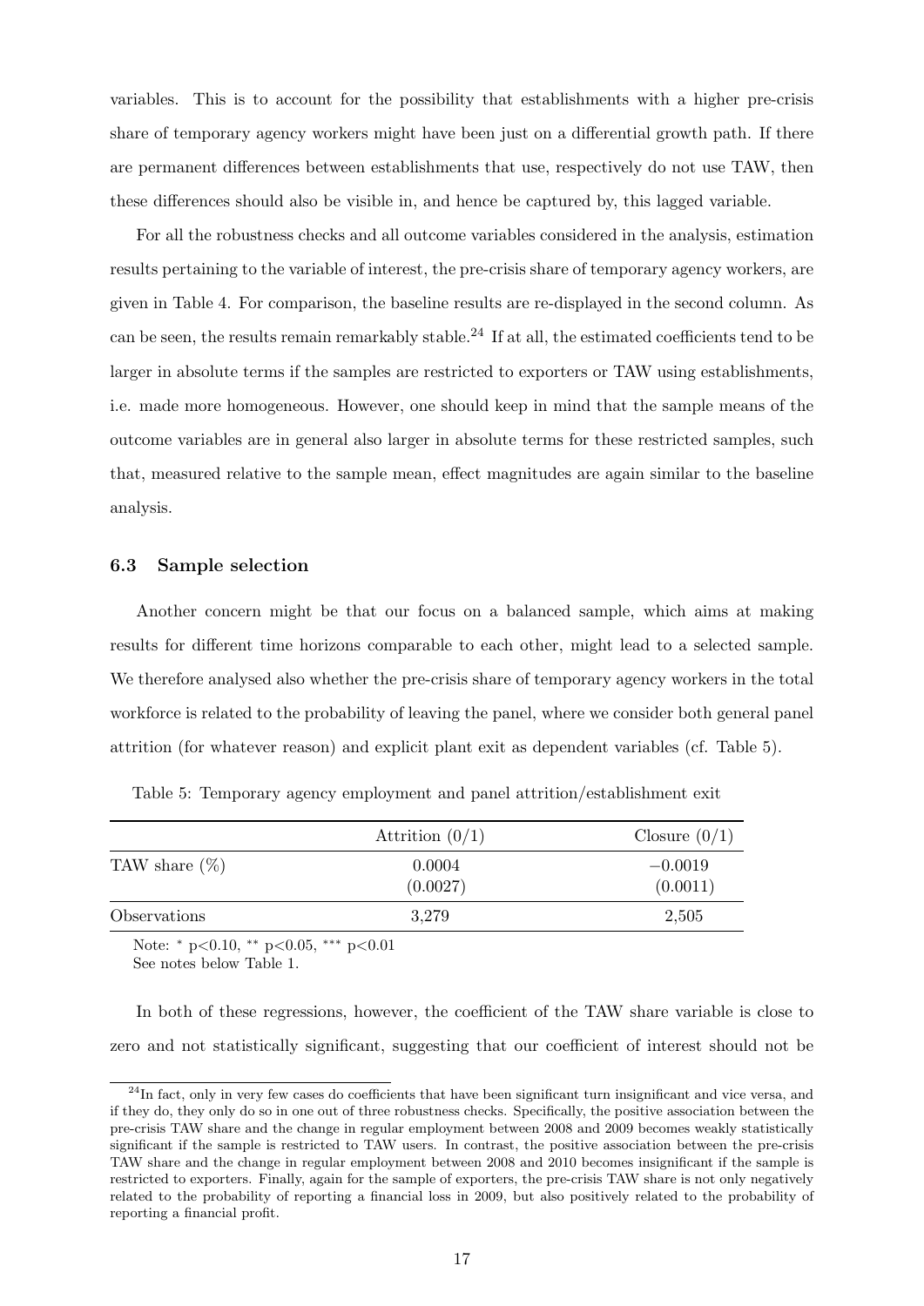variables. This is to account for the possibility that establishments with a higher pre-crisis share of temporary agency workers might have been just on a differential growth path. If there are permanent differences between establishments that use, respectively do not use TAW, then these differences should also be visible in, and hence be captured by, this lagged variable.

For all the robustness checks and all outcome variables considered in the analysis, estimation results pertaining to the variable of interest, the pre-crisis share of temporary agency workers, are given in Table 4. For comparison, the baseline results are re-displayed in the second column. As can be seen, the results remain remarkably stable.[24] If at all, the estimated coefficients tend to be larger in absolute terms if the samples are restricted to exporters or TAW using establishments, i.e. made more homogeneous. However, one should keep in mind that the sample means of the outcome variables are in general also larger in absolute terms for these restricted samples, such that, measured relative to the sample mean, effect magnitudes are again similar to the baseline analysis.

### 6.3 Sample selection

Another concern might be that our focus on a balanced sample, which aims at making results for different time horizons comparable to each other, might lead to a selected sample. We therefore analysed also whether the pre-crisis share of temporary agency workers in the total workforce is related to the probability of leaving the panel, where we consider both general panel attrition (for whatever reason) and explicit plant exit as dependent variables (cf. Table 5).

Table 5: Temporary agency employment and panel attrition/establishment exit

| | Attrition (0/1) | Closure (0/1) |
|---|---|---|
| TAW share (%) | 0.0004<br>(0.0027) | −0.0019<br>(0.0011) |
| Observations | 3,279 | 2,505 |

Note: * p<0.10, ** p<0.05, *** p<0.01
See notes below Table 1.

In both of these regressions, however, the coefficient of the TAW share variable is close to zero and not statistically significant, suggesting that our coefficient of interest should not be

[24] In fact, only in very few cases do coefficients that have been significant turn insignificant and vice versa, and if they do, they only do so in one out of three robustness checks. Specifically, the positive association between the pre-crisis TAW share and the change in regular employment between 2008 and 2009 becomes weakly statistically significant if the sample is restricted to TAW users. In contrast, the positive association between the pre-crisis TAW share and the change in regular employment between 2008 and 2010 becomes insignificant if the sample is restricted to exporters. Finally, again for the sample of exporters, the pre-crisis TAW share is not only negatively related to the probability of reporting a financial loss in 2009, but also positively related to the probability of reporting a financial profit.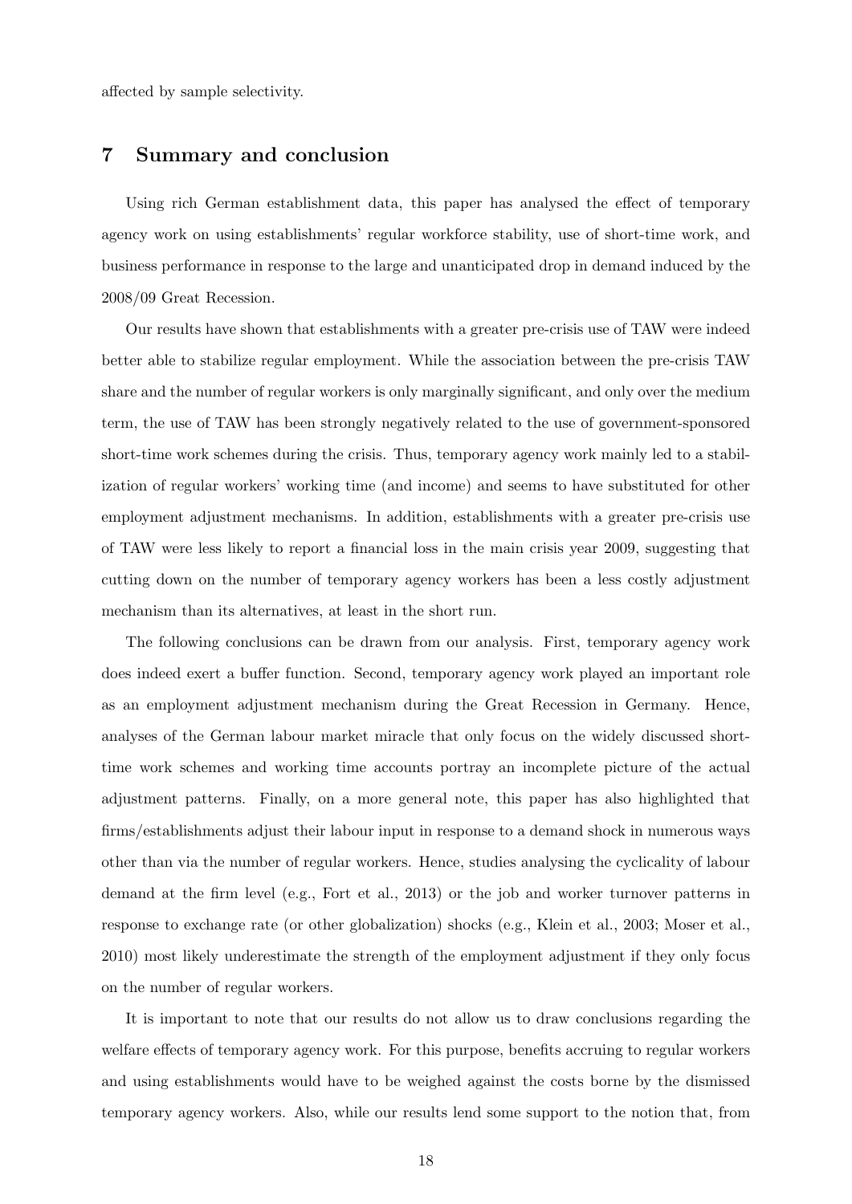affected by sample selectivity.

## 7 Summary and conclusion

Using rich German establishment data, this paper has analysed the effect of temporary agency work on using establishments' regular workforce stability, use of short-time work, and business performance in response to the large and unanticipated drop in demand induced by the 2008/09 Great Recession.

Our results have shown that establishments with a greater pre-crisis use of TAW were indeed better able to stabilize regular employment. While the association between the pre-crisis TAW share and the number of regular workers is only marginally significant, and only over the medium term, the use of TAW has been strongly negatively related to the use of government-sponsored short-time work schemes during the crisis. Thus, temporary agency work mainly led to a stabilization of regular workers' working time (and income) and seems to have substituted for other employment adjustment mechanisms. In addition, establishments with a greater pre-crisis use of TAW were less likely to report a financial loss in the main crisis year 2009, suggesting that cutting down on the number of temporary agency workers has been a less costly adjustment mechanism than its alternatives, at least in the short run.

The following conclusions can be drawn from our analysis. First, temporary agency work does indeed exert a buffer function. Second, temporary agency work played an important role as an employment adjustment mechanism during the Great Recession in Germany. Hence, analyses of the German labour market miracle that only focus on the widely discussed short-time work schemes and working time accounts portray an incomplete picture of the actual adjustment patterns. Finally, on a more general note, this paper has also highlighted that firms/establishments adjust their labour input in response to a demand shock in numerous ways other than via the number of regular workers. Hence, studies analysing the cyclicality of labour demand at the firm level (e.g., Fort et al., 2013) or the job and worker turnover patterns in response to exchange rate (or other globalization) shocks (e.g., Klein et al., 2003; Moser et al., 2010) most likely underestimate the strength of the employment adjustment if they only focus on the number of regular workers.

It is important to note that our results do not allow us to draw conclusions regarding the welfare effects of temporary agency work. For this purpose, benefits accruing to regular workers and using establishments would have to be weighed against the costs borne by the dismissed temporary agency workers. Also, while our results lend some support to the notion that, from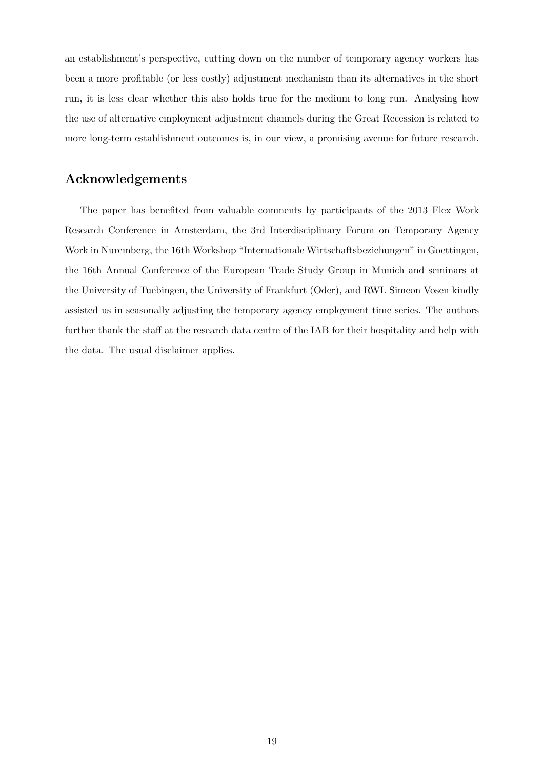an establishment's perspective, cutting down on the number of temporary agency workers has been a more profitable (or less costly) adjustment mechanism than its alternatives in the short run, it is less clear whether this also holds true for the medium to long run. Analysing how the use of alternative employment adjustment channels during the Great Recession is related to more long-term establishment outcomes is, in our view, a promising avenue for future research.

## Acknowledgements

The paper has benefited from valuable comments by participants of the 2013 Flex Work Research Conference in Amsterdam, the 3rd Interdisciplinary Forum on Temporary Agency Work in Nuremberg, the 16th Workshop "Internationale Wirtschaftsbeziehungen" in Goettingen, the 16th Annual Conference of the European Trade Study Group in Munich and seminars at the University of Tuebingen, the University of Frankfurt (Oder), and RWI. Simeon Vosen kindly assisted us in seasonally adjusting the temporary agency employment time series. The authors further thank the staff at the research data centre of the IAB for their hospitality and help with the data. The usual disclaimer applies.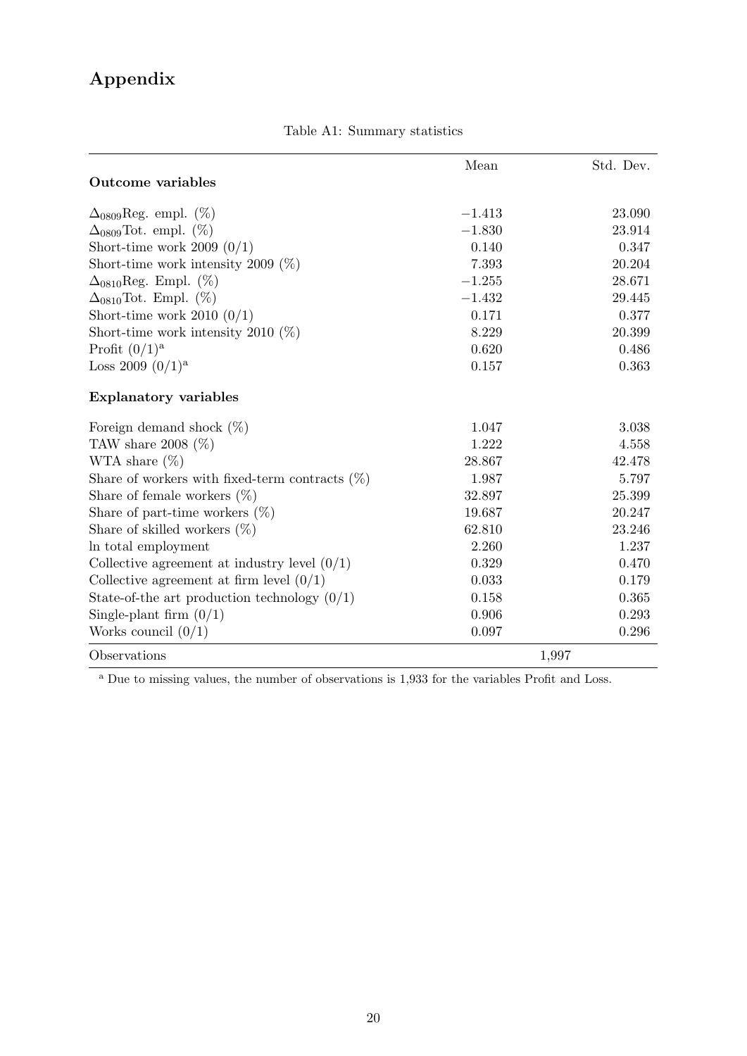# Appendix

Table A1: Summary statistics

| | Mean | Std. Dev. |
|---|---|---|
| **Outcome variables** | | |
| $\Delta_{0809}$Reg. empl. (%) | −1.413 | 23.090 |
| $\Delta_{0809}$Tot. empl. (%) | −1.830 | 23.914 |
| Short-time work 2009 (0/1) | 0.140 | 0.347 |
| Short-time work intensity 2009 (%) | 7.393 | 20.204 |
| $\Delta_{0810}$Reg. Empl. (%) | −1.255 | 28.671 |
| $\Delta_{0810}$Tot. Empl. (%) | −1.432 | 29.445 |
| Short-time work 2010 (0/1) | 0.171 | 0.377 |
| Short-time work intensity 2010 (%) | 8.229 | 20.399 |
| Profit (0/1)[a] | 0.620 | 0.486 |
| Loss 2009 (0/1)[a] | 0.157 | 0.363 |
| **Explanatory variables** | | |
| Foreign demand shock (%) | 1.047 | 3.038 |
| TAW share 2008 (%) | 1.222 | 4.558 |
| WTA share (%) | 28.867 | 42.478 |
| Share of workers with fixed-term contracts (%) | 1.987 | 5.797 |
| Share of female workers (%) | 32.897 | 25.399 |
| Share of part-time workers (%) | 19.687 | 20.247 |
| Share of skilled workers (%) | 62.810 | 23.246 |
| ln total employment | 2.260 | 1.237 |
| Collective agreement at industry level (0/1) | 0.329 | 0.470 |
| Collective agreement at firm level (0/1) | 0.033 | 0.179 |
| State-of-the art production technology (0/1) | 0.158 | 0.365 |
| Single-plant firm (0/1) | 0.906 | 0.293 |
| Works council (0/1) | 0.097 | 0.296 |
| Observations | 1,997 | |

[a] Due to missing values, the number of observations is 1,933 for the variables Profit and Loss.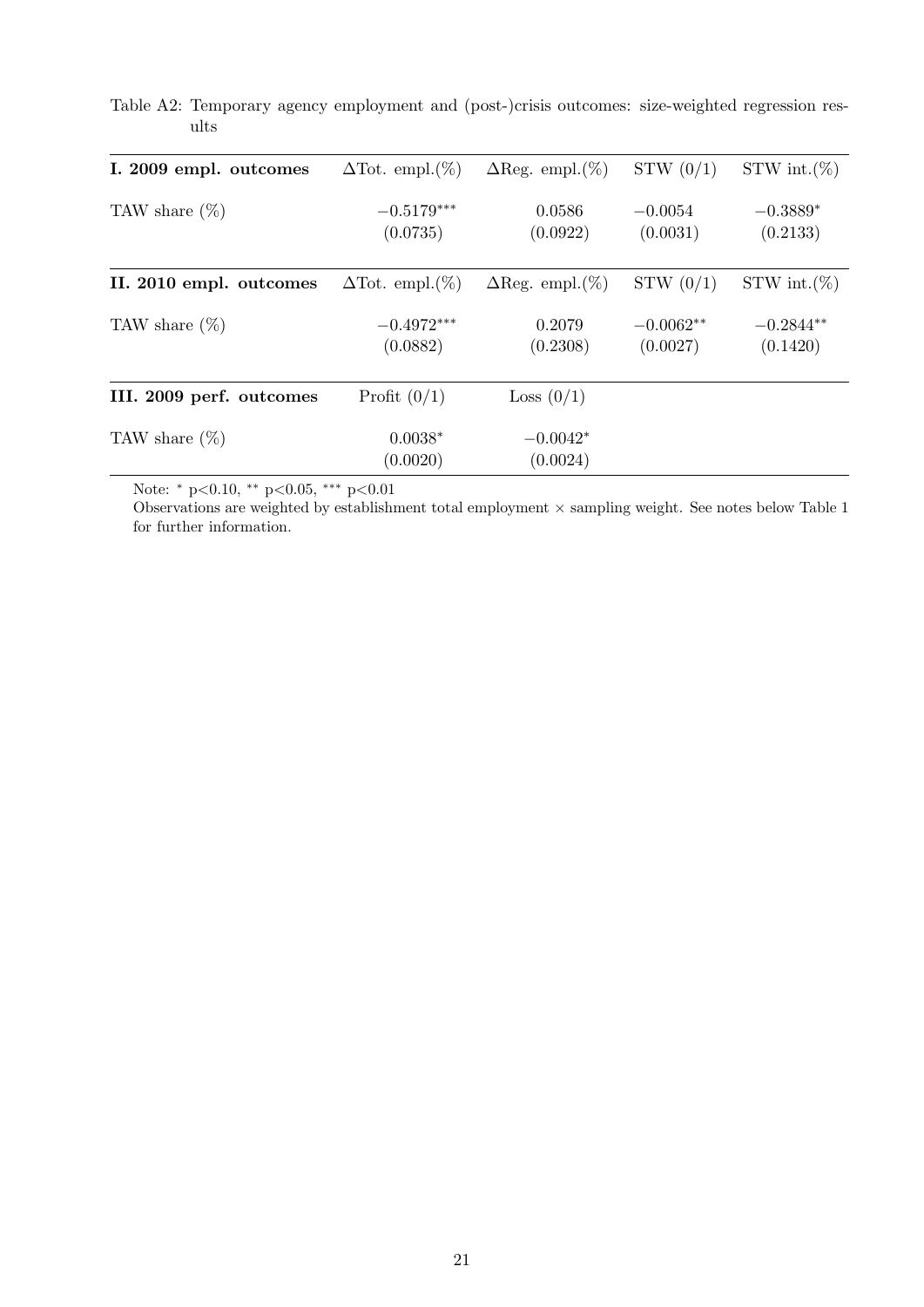Table A2: Temporary agency employment and (post-)crisis outcomes: size-weighted regression results

| **I. 2009 empl. outcomes** | $\Delta$Tot. empl.(%) | $\Delta$Reg. empl.(%) | STW (0/1) | STW int.(%) |
|---|---|---|---|---|
| TAW share (%) | $-0.5179^{***}$ | 0.0586 | $-0.0054$ | $-0.3889^{*}$ |
| | (0.0735) | (0.0922) | (0.0031) | (0.2133) |
| **II. 2010 empl. outcomes** | $\Delta$Tot. empl.(%) | $\Delta$Reg. empl.(%) | STW (0/1) | STW int.(%) |
| TAW share (%) | $-0.4972^{***}$ | 0.2079 | $-0.0062^{**}$ | $-0.2844^{**}$ |
| | (0.0882) | (0.2308) | (0.0027) | (0.1420) |
| **III. 2009 perf. outcomes** | Profit (0/1) | Loss (0/1) | | |
| TAW share (%) | $0.0038^{*}$ | $-0.0042^{*}$ | | |
| | (0.0020) | (0.0024) | | |

Note: $^{*}$ p<0.10, $^{**}$ p<0.05, $^{***}$ p<0.01

Observations are weighted by establishment total employment × sampling weight. See notes below Table 1 for further information.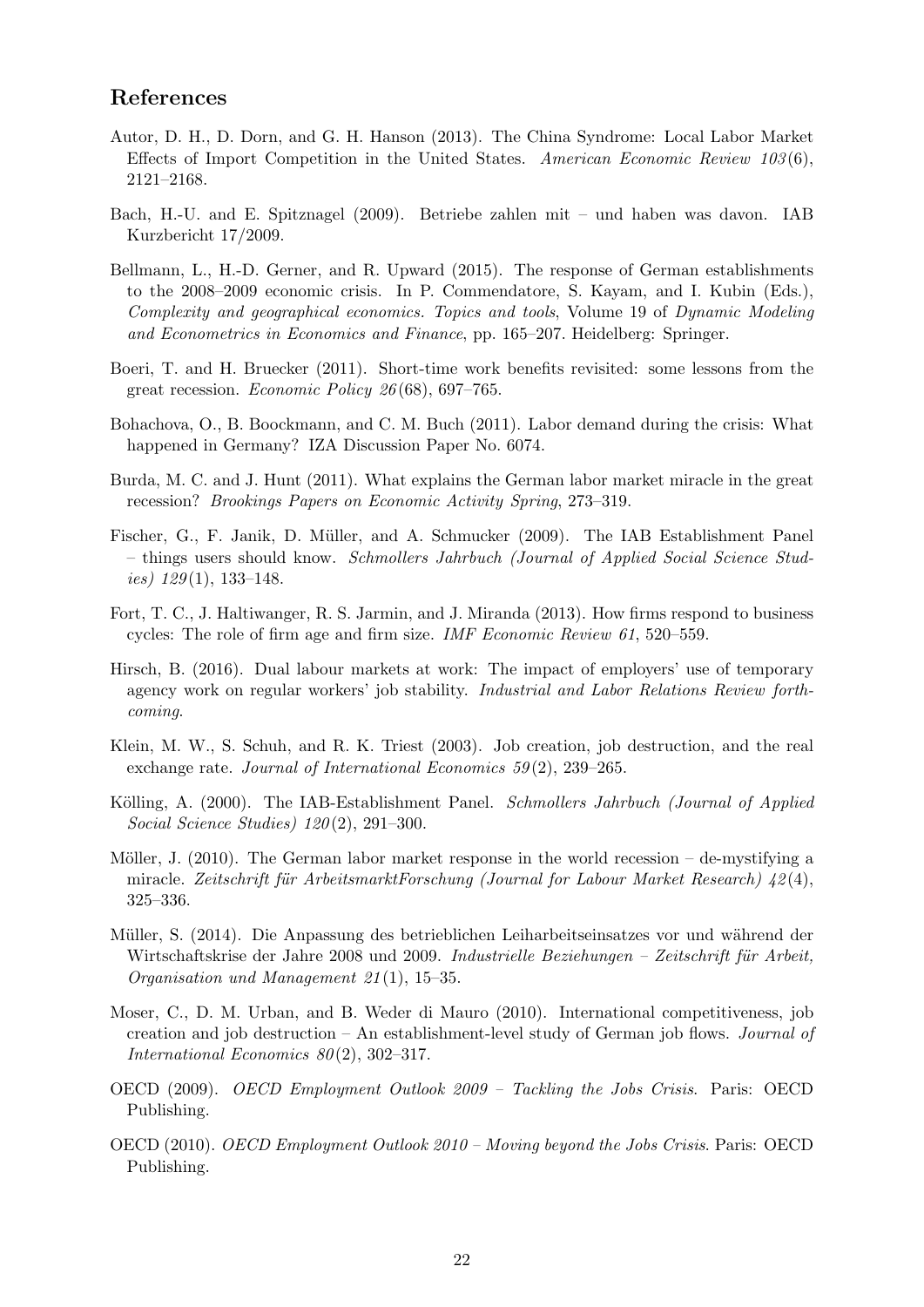## References

Autor, D. H., D. Dorn, and G. H. Hanson (2013). The China Syndrome: Local Labor Market Effects of Import Competition in the United States. *American Economic Review 103*(6), 2121–2168.

Bach, H.-U. and E. Spitznagel (2009). Betriebe zahlen mit – und haben was davon. IAB Kurzbericht 17/2009.

Bellmann, L., H.-D. Gerner, and R. Upward (2015). The response of German establishments to the 2008–2009 economic crisis. In P. Commendatore, S. Kayam, and I. Kubin (Eds.), *Complexity and geographical economics. Topics and tools*, Volume 19 of *Dynamic Modeling and Econometrics in Economics and Finance*, pp. 165–207. Heidelberg: Springer.

Boeri, T. and H. Bruecker (2011). Short-time work benefits revisited: some lessons from the great recession. *Economic Policy 26*(68), 697–765.

Bohachova, O., B. Boockmann, and C. M. Buch (2011). Labor demand during the crisis: What happened in Germany? IZA Discussion Paper No. 6074.

Burda, M. C. and J. Hunt (2011). What explains the German labor market miracle in the great recession? *Brookings Papers on Economic Activity Spring*, 273–319.

Fischer, G., F. Janik, D. Müller, and A. Schmucker (2009). The IAB Establishment Panel – things users should know. *Schmollers Jahrbuch (Journal of Applied Social Science Studies) 129*(1), 133–148.

Fort, T. C., J. Haltiwanger, R. S. Jarmin, and J. Miranda (2013). How firms respond to business cycles: The role of firm age and firm size. *IMF Economic Review 61*, 520–559.

Hirsch, B. (2016). Dual labour markets at work: The impact of employers' use of temporary agency work on regular workers' job stability. *Industrial and Labor Relations Review forthcoming*.

Klein, M. W., S. Schuh, and R. K. Triest (2003). Job creation, job destruction, and the real exchange rate. *Journal of International Economics 59*(2), 239–265.

Kölling, A. (2000). The IAB-Establishment Panel. *Schmollers Jahrbuch (Journal of Applied Social Science Studies) 120*(2), 291–300.

Möller, J. (2010). The German labor market response in the world recession – de-mystifying a miracle. *Zeitschrift für ArbeitsmarktForschung (Journal for Labour Market Research) 42*(4), 325–336.

Müller, S. (2014). Die Anpassung des betrieblichen Leiharbeitseinsatzes vor und während der Wirtschaftskrise der Jahre 2008 und 2009. *Industrielle Beziehungen – Zeitschrift für Arbeit, Organisation und Management 21*(1), 15–35.

Moser, C., D. M. Urban, and B. Weder di Mauro (2010). International competitiveness, job creation and job destruction – An establishment-level study of German job flows. *Journal of International Economics 80*(2), 302–317.

OECD (2009). *OECD Employment Outlook 2009 – Tackling the Jobs Crisis*. Paris: OECD Publishing.

OECD (2010). *OECD Employment Outlook 2010 – Moving beyond the Jobs Crisis*. Paris: OECD Publishing.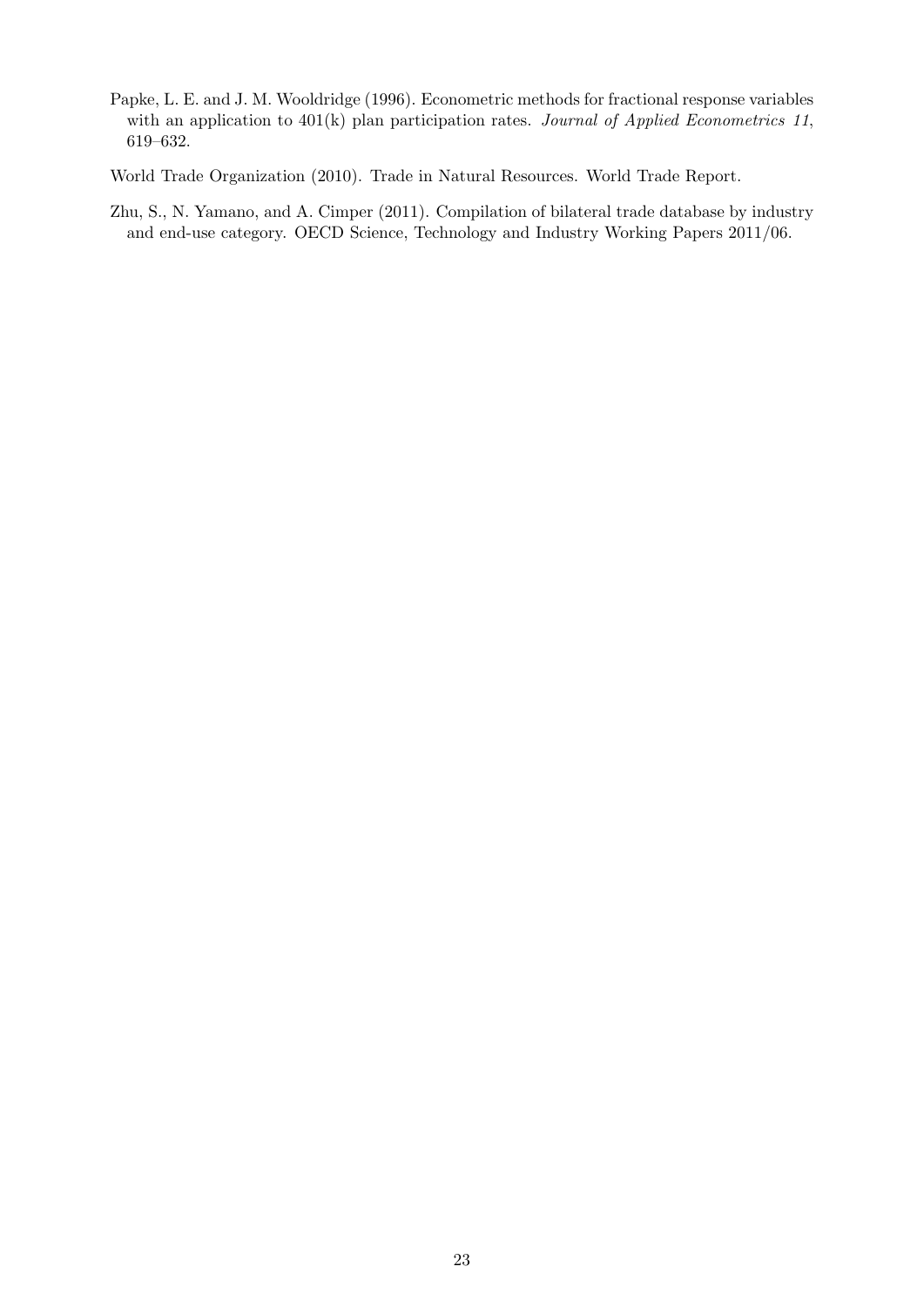Papke, L. E. and J. M. Wooldridge (1996). Econometric methods for fractional response variables with an application to 401(k) plan participation rates. *Journal of Applied Econometrics 11*, 619–632.

World Trade Organization (2010). Trade in Natural Resources. World Trade Report.

Zhu, S., N. Yamano, and A. Cimper (2011). Compilation of bilateral trade database by industry and end-use category. OECD Science, Technology and Industry Working Papers 2011/06.